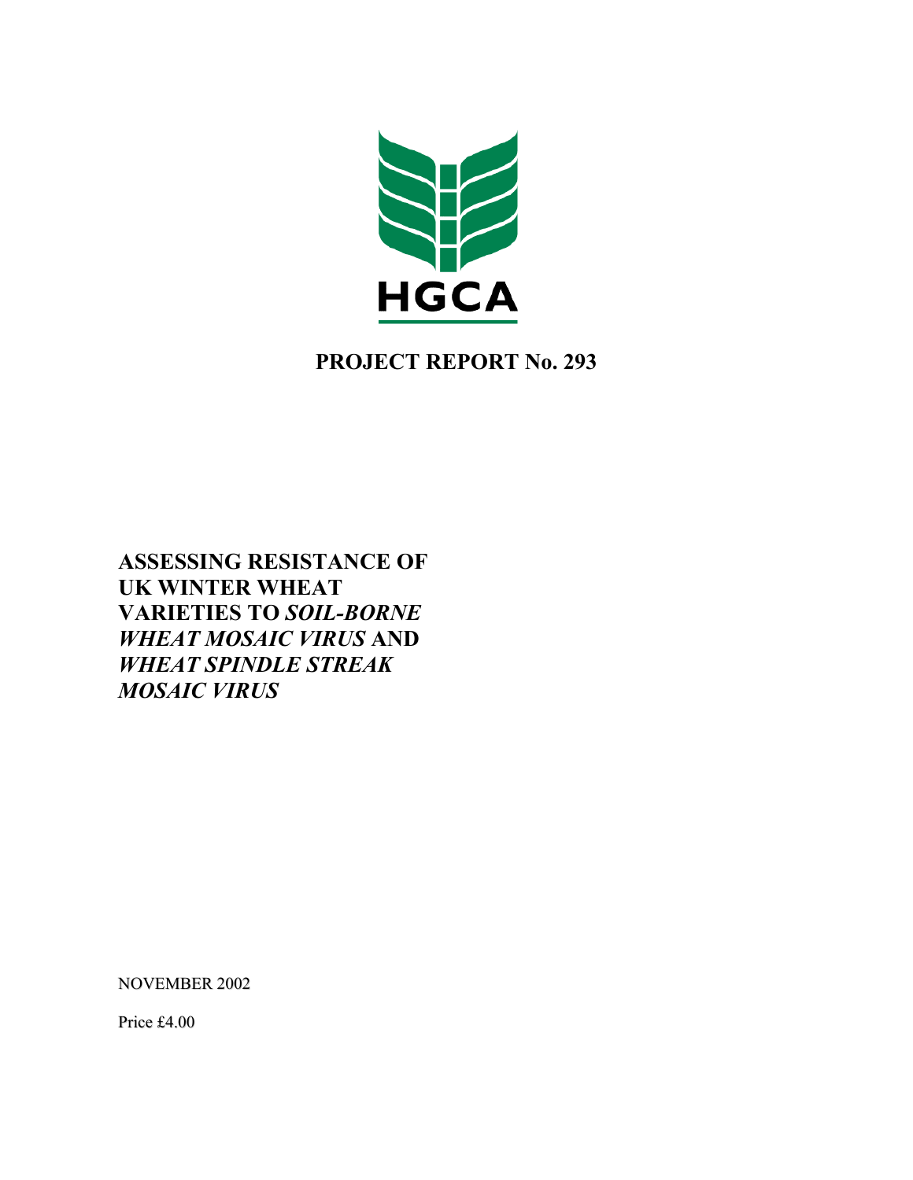HGCA

**PROJECT REPORT No. 293**

# ASSESSING RESISTANCE OF UK WINTER WHEAT VARIETIES TO *SOIL-BORNE WHEAT MOSAIC VIRUS* AND *WHEAT SPINDLE STREAK MOSAIC VIRUS*

NOVEMBER 2002

Price £4.00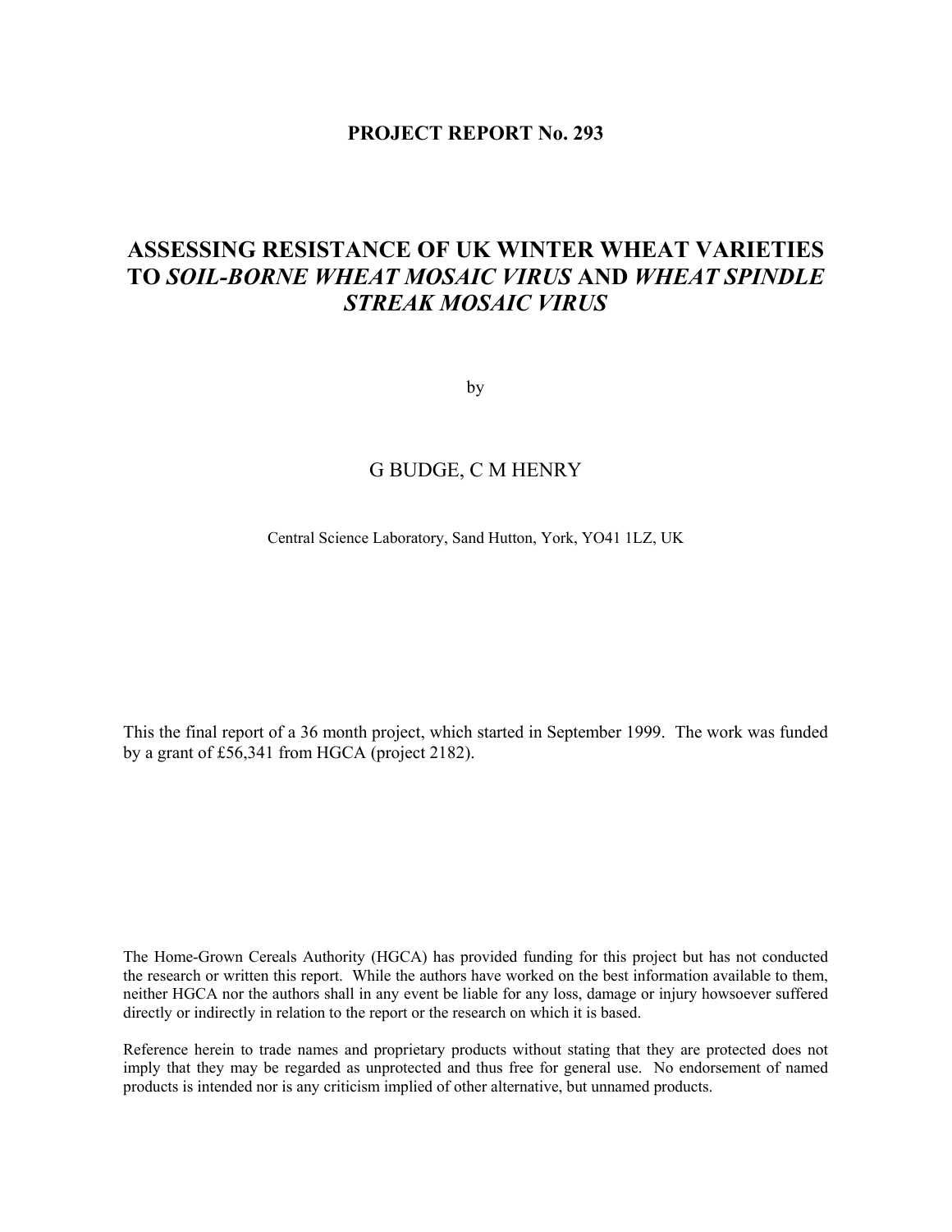**PROJECT REPORT No. 293**

# ASSESSING RESISTANCE OF UK WINTER WHEAT VARIETIES TO *SOIL-BORNE WHEAT MOSAIC VIRUS* AND *WHEAT SPINDLE STREAK MOSAIC VIRUS*

by

G BUDGE, C M HENRY

Central Science Laboratory, Sand Hutton, York, YO41 1LZ, UK

This the final report of a 36 month project, which started in September 1999. The work was funded by a grant of £56,341 from HGCA (project 2182).

The Home-Grown Cereals Authority (HGCA) has provided funding for this project but has not conducted the research or written this report. While the authors have worked on the best information available to them, neither HGCA nor the authors shall in any event be liable for any loss, damage or injury howsoever suffered directly or indirectly in relation to the report or the research on which it is based.

Reference herein to trade names and proprietary products without stating that they are protected does not imply that they may be regarded as unprotected and thus free for general use. No endorsement of named products is intended nor is any criticism implied of other alternative, but unnamed products.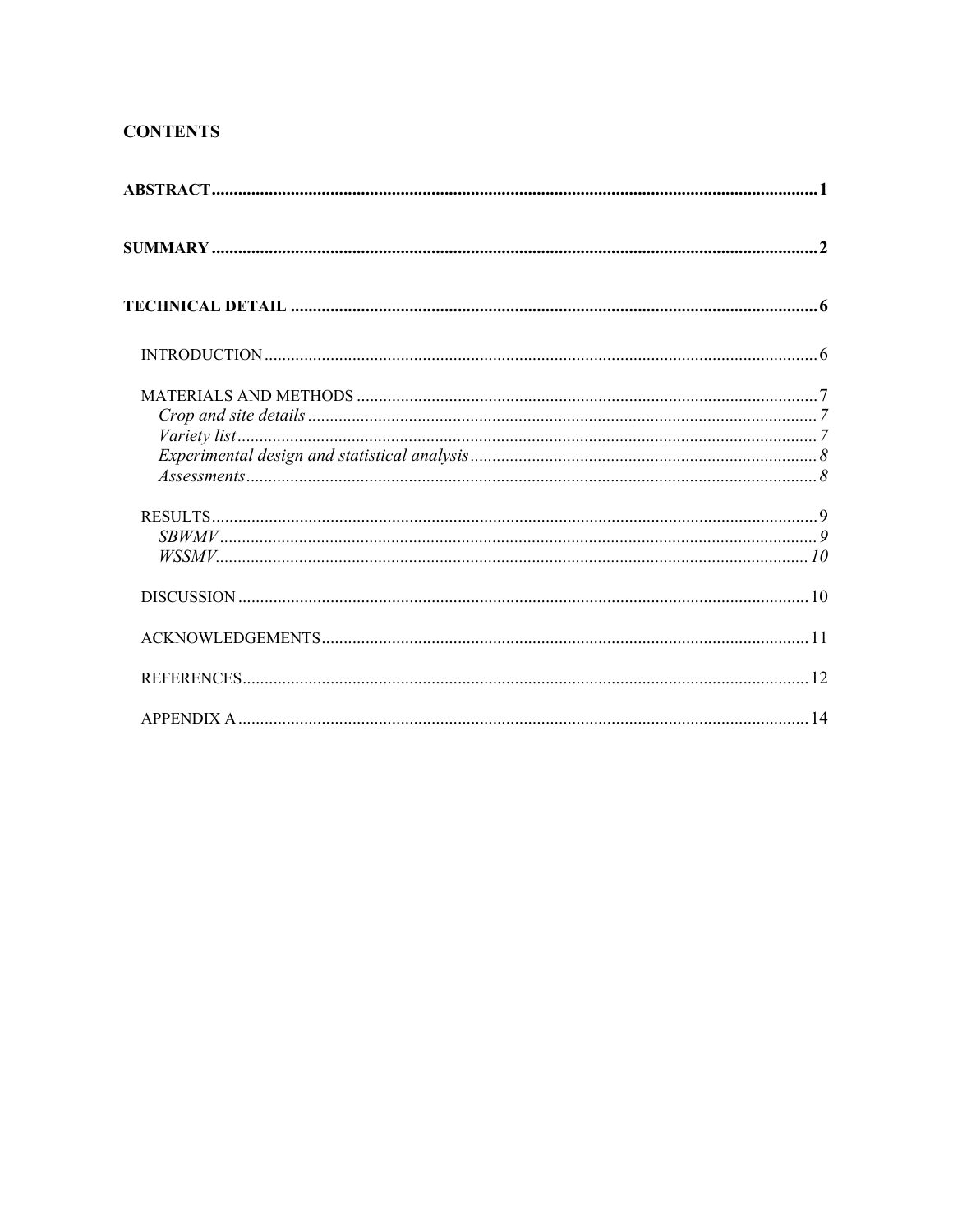**CONTENTS**

**ABSTRACT** .......... **1**

**SUMMARY** .......... **2**

**TECHNICAL DETAIL** .......... **6**

INTRODUCTION .......... 6

MATERIALS AND METHODS .......... 7
*Crop and site details* .......... *7*
*Variety list* .......... *7*
*Experimental design and statistical analysis* .......... *8*
*Assessments* .......... *8*

RESULTS .......... 9
*SBWMV* .......... *9*
*WSSMV* .......... *10*

DISCUSSION .......... 10

ACKNOWLEDGEMENTS .......... 11

REFERENCES .......... 12

APPENDIX A .......... 14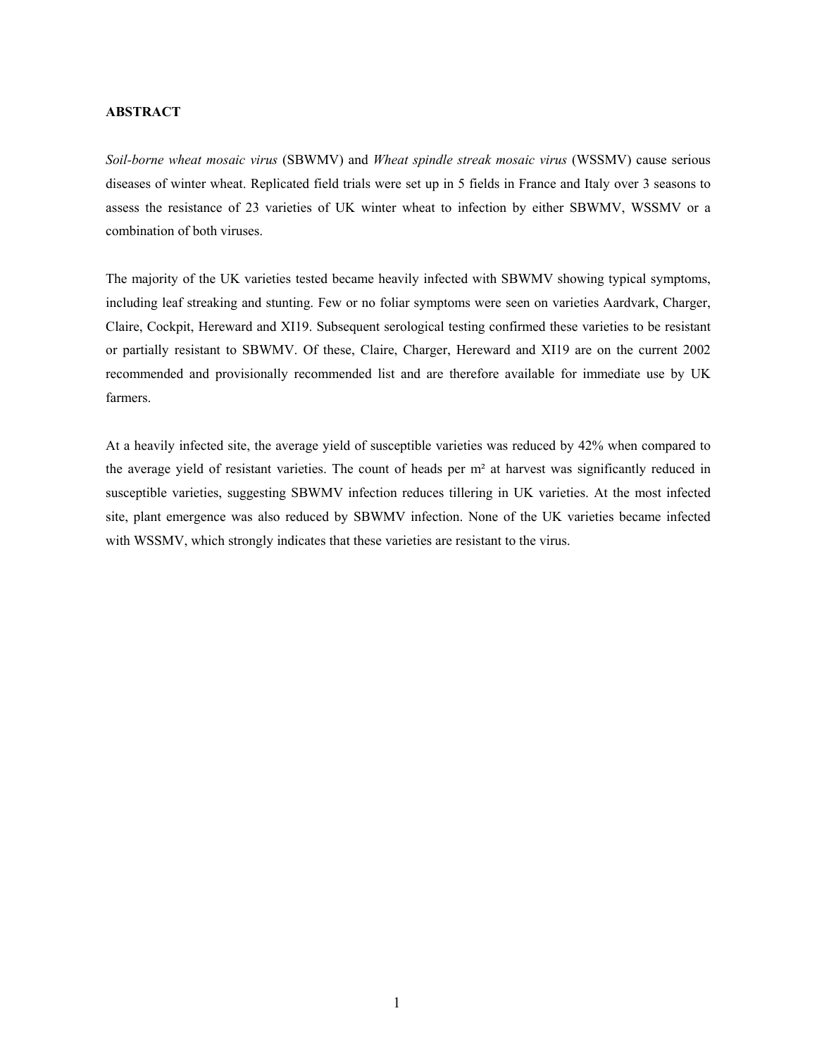## ABSTRACT

*Soil-borne wheat mosaic virus* (SBWMV) and *Wheat spindle streak mosaic virus* (WSSMV) cause serious diseases of winter wheat. Replicated field trials were set up in 5 fields in France and Italy over 3 seasons to assess the resistance of 23 varieties of UK winter wheat to infection by either SBWMV, WSSMV or a combination of both viruses.

The majority of the UK varieties tested became heavily infected with SBWMV showing typical symptoms, including leaf streaking and stunting. Few or no foliar symptoms were seen on varieties Aardvark, Charger, Claire, Cockpit, Hereward and XI19. Subsequent serological testing confirmed these varieties to be resistant or partially resistant to SBWMV. Of these, Claire, Charger, Hereward and XI19 are on the current 2002 recommended and provisionally recommended list and are therefore available for immediate use by UK farmers.

At a heavily infected site, the average yield of susceptible varieties was reduced by 42% when compared to the average yield of resistant varieties. The count of heads per m² at harvest was significantly reduced in susceptible varieties, suggesting SBWMV infection reduces tillering in UK varieties. At the most infected site, plant emergence was also reduced by SBWMV infection. None of the UK varieties became infected with WSSMV, which strongly indicates that these varieties are resistant to the virus.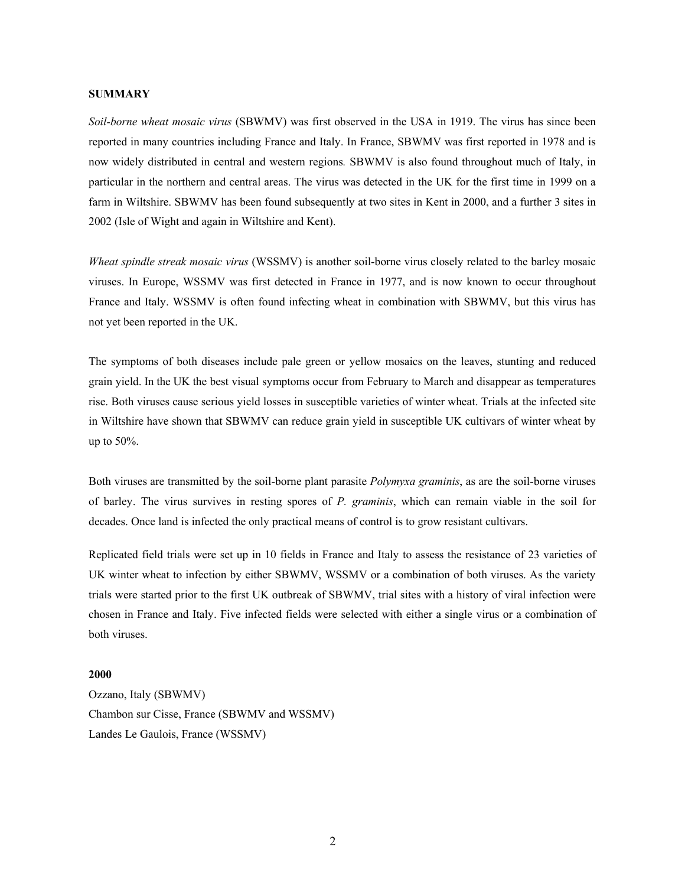## SUMMARY

*Soil-borne wheat mosaic virus* (SBWMV) was first observed in the USA in 1919. The virus has since been reported in many countries including France and Italy. In France, SBWMV was first reported in 1978 and is now widely distributed in central and western regions. SBWMV is also found throughout much of Italy, in particular in the northern and central areas. The virus was detected in the UK for the first time in 1999 on a farm in Wiltshire. SBWMV has been found subsequently at two sites in Kent in 2000, and a further 3 sites in 2002 (Isle of Wight and again in Wiltshire and Kent).

*Wheat spindle streak mosaic virus* (WSSMV) is another soil-borne virus closely related to the barley mosaic viruses. In Europe, WSSMV was first detected in France in 1977, and is now known to occur throughout France and Italy. WSSMV is often found infecting wheat in combination with SBWMV, but this virus has not yet been reported in the UK.

The symptoms of both diseases include pale green or yellow mosaics on the leaves, stunting and reduced grain yield. In the UK the best visual symptoms occur from February to March and disappear as temperatures rise. Both viruses cause serious yield losses in susceptible varieties of winter wheat. Trials at the infected site in Wiltshire have shown that SBWMV can reduce grain yield in susceptible UK cultivars of winter wheat by up to 50%.

Both viruses are transmitted by the soil-borne plant parasite *Polymyxa graminis*, as are the soil-borne viruses of barley. The virus survives in resting spores of *P. graminis*, which can remain viable in the soil for decades. Once land is infected the only practical means of control is to grow resistant cultivars.

Replicated field trials were set up in 10 fields in France and Italy to assess the resistance of 23 varieties of UK winter wheat to infection by either SBWMV, WSSMV or a combination of both viruses. As the variety trials were started prior to the first UK outbreak of SBWMV, trial sites with a history of viral infection were chosen in France and Italy. Five infected fields were selected with either a single virus or a combination of both viruses.

**2000**

Ozzano, Italy (SBWMV)
Chambon sur Cisse, France (SBWMV and WSSMV)
Landes Le Gaulois, France (WSSMV)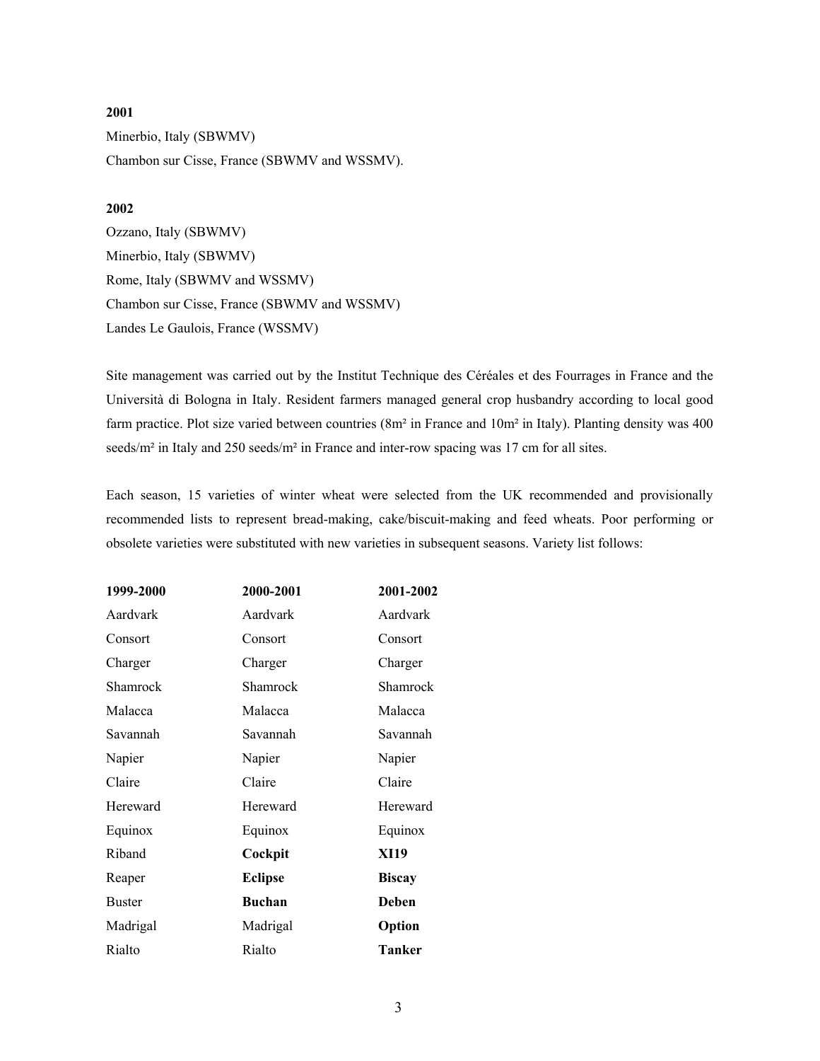**2001**

Minerbio, Italy (SBWMV)

Chambon sur Cisse, France (SBWMV and WSSMV).

**2002**

Ozzano, Italy (SBWMV)

Minerbio, Italy (SBWMV)

Rome, Italy (SBWMV and WSSMV)

Chambon sur Cisse, France (SBWMV and WSSMV)

Landes Le Gaulois, France (WSSMV)

Site management was carried out by the Institut Technique des Céréales et des Fourrages in France and the Università di Bologna in Italy. Resident farmers managed general crop husbandry according to local good farm practice. Plot size varied between countries (8m² in France and 10m² in Italy). Planting density was 400 seeds/m² in Italy and 250 seeds/m² in France and inter-row spacing was 17 cm for all sites.

Each season, 15 varieties of winter wheat were selected from the UK recommended and provisionally recommended lists to represent bread-making, cake/biscuit-making and feed wheats. Poor performing or obsolete varieties were substituted with new varieties in subsequent seasons. Variety list follows:

| 1999-2000 | 2000-2001 | 2001-2002 |
|---|---|---|
| Aardvark | Aardvark | Aardvark |
| Consort | Consort | Consort |
| Charger | Charger | Charger |
| Shamrock | Shamrock | Shamrock |
| Malacca | Malacca | Malacca |
| Savannah | Savannah | Savannah |
| Napier | Napier | Napier |
| Claire | Claire | Claire |
| Hereward | Hereward | Hereward |
| Equinox | Equinox | Equinox |
| Riband | **Cockpit** | **XI19** |
| Reaper | **Eclipse** | **Biscay** |
| Buster | **Buchan** | **Deben** |
| Madrigal | Madrigal | **Option** |
| Rialto | Rialto | **Tanker** |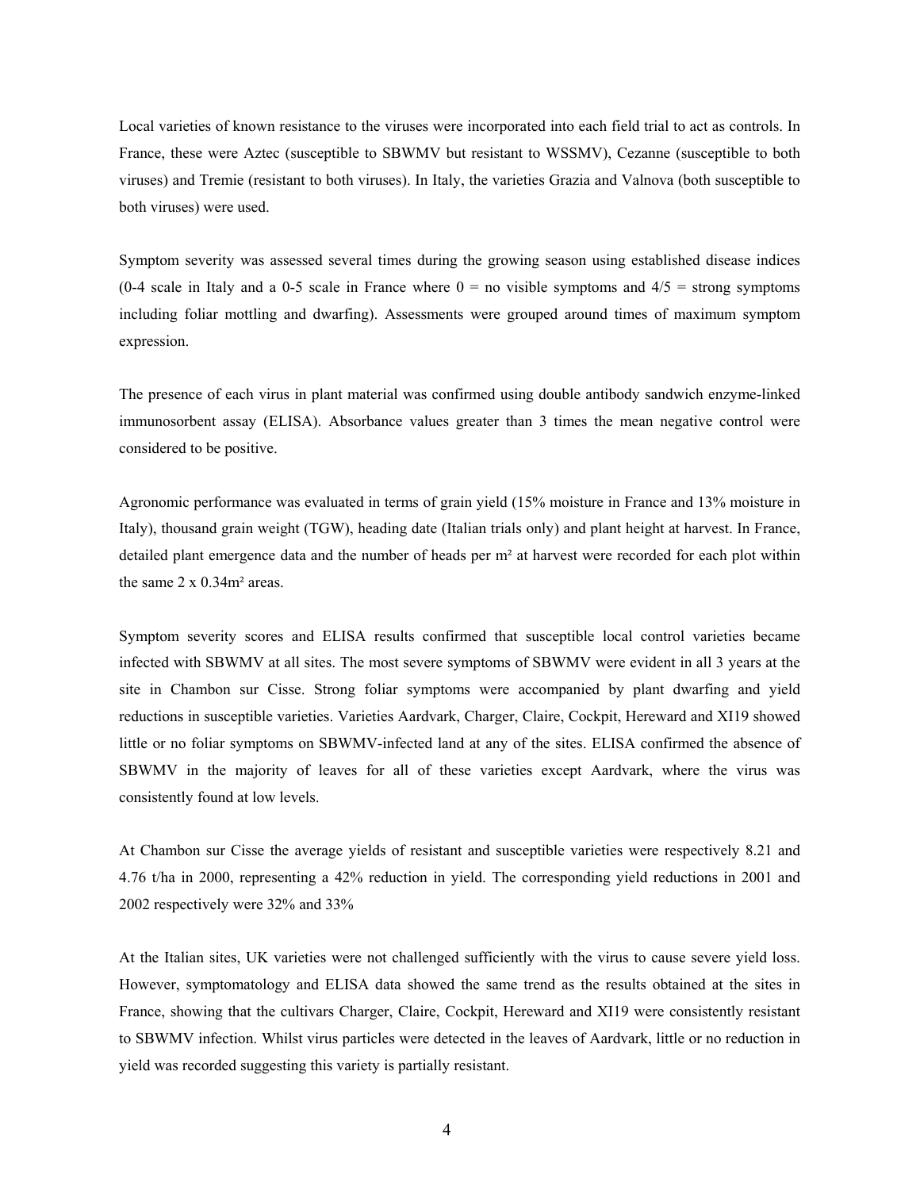Local varieties of known resistance to the viruses were incorporated into each field trial to act as controls. In France, these were Aztec (susceptible to SBWMV but resistant to WSSMV), Cezanne (susceptible to both viruses) and Tremie (resistant to both viruses). In Italy, the varieties Grazia and Valnova (both susceptible to both viruses) were used.

Symptom severity was assessed several times during the growing season using established disease indices (0-4 scale in Italy and a 0-5 scale in France where 0 = no visible symptoms and 4/5 = strong symptoms including foliar mottling and dwarfing). Assessments were grouped around times of maximum symptom expression.

The presence of each virus in plant material was confirmed using double antibody sandwich enzyme-linked immunosorbent assay (ELISA). Absorbance values greater than 3 times the mean negative control were considered to be positive.

Agronomic performance was evaluated in terms of grain yield (15% moisture in France and 13% moisture in Italy), thousand grain weight (TGW), heading date (Italian trials only) and plant height at harvest. In France, detailed plant emergence data and the number of heads per m² at harvest were recorded for each plot within the same 2 x 0.34m² areas.

Symptom severity scores and ELISA results confirmed that susceptible local control varieties became infected with SBWMV at all sites. The most severe symptoms of SBWMV were evident in all 3 years at the site in Chambon sur Cisse. Strong foliar symptoms were accompanied by plant dwarfing and yield reductions in susceptible varieties. Varieties Aardvark, Charger, Claire, Cockpit, Hereward and XI19 showed little or no foliar symptoms on SBWMV-infected land at any of the sites. ELISA confirmed the absence of SBWMV in the majority of leaves for all of these varieties except Aardvark, where the virus was consistently found at low levels.

At Chambon sur Cisse the average yields of resistant and susceptible varieties were respectively 8.21 and 4.76 t/ha in 2000, representing a 42% reduction in yield. The corresponding yield reductions in 2001 and 2002 respectively were 32% and 33%

At the Italian sites, UK varieties were not challenged sufficiently with the virus to cause severe yield loss. However, symptomatology and ELISA data showed the same trend as the results obtained at the sites in France, showing that the cultivars Charger, Claire, Cockpit, Hereward and XI19 were consistently resistant to SBWMV infection. Whilst virus particles were detected in the leaves of Aardvark, little or no reduction in yield was recorded suggesting this variety is partially resistant.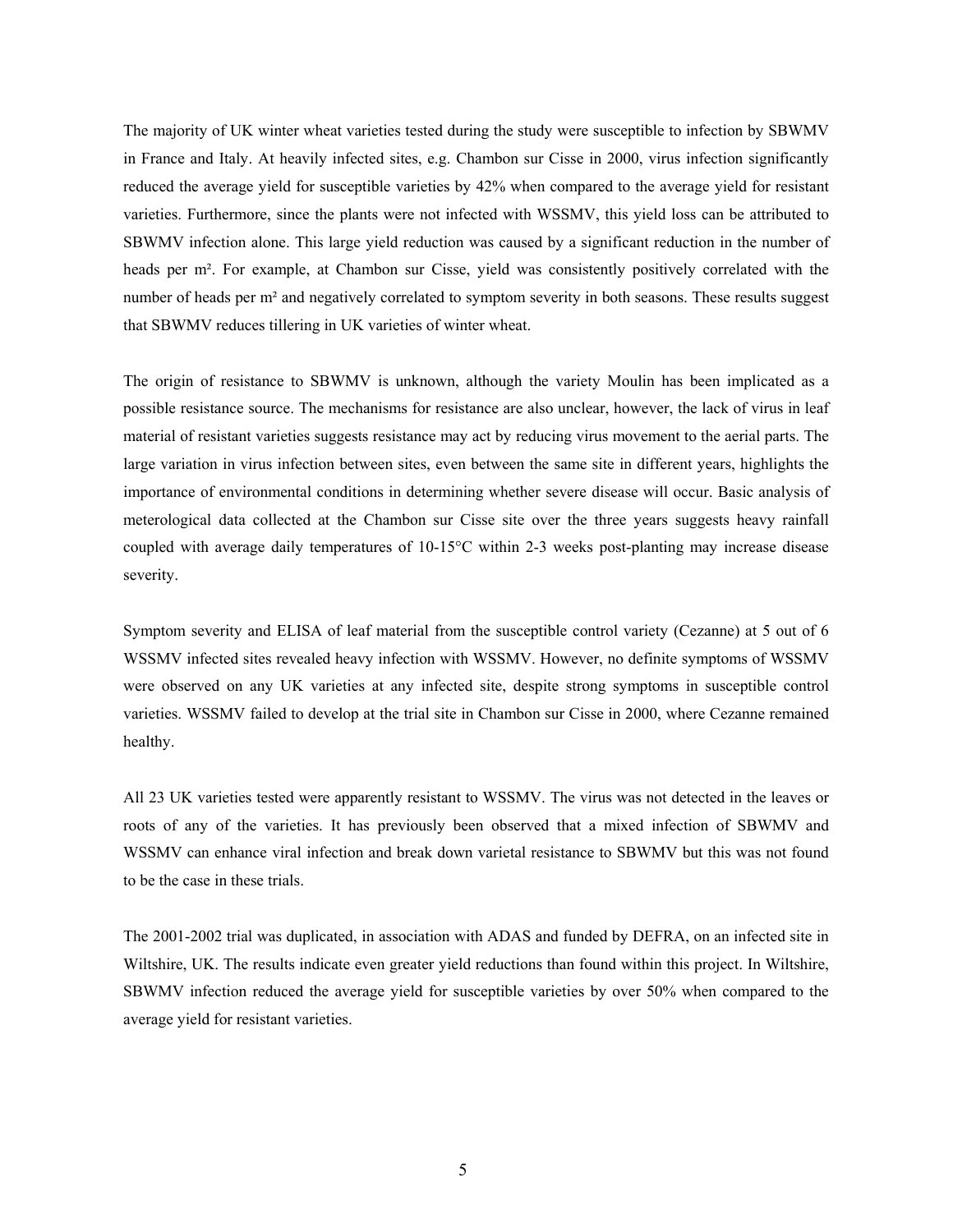The majority of UK winter wheat varieties tested during the study were susceptible to infection by SBWMV in France and Italy. At heavily infected sites, e.g. Chambon sur Cisse in 2000, virus infection significantly reduced the average yield for susceptible varieties by 42% when compared to the average yield for resistant varieties. Furthermore, since the plants were not infected with WSSMV, this yield loss can be attributed to SBWMV infection alone. This large yield reduction was caused by a significant reduction in the number of heads per m². For example, at Chambon sur Cisse, yield was consistently positively correlated with the number of heads per m² and negatively correlated to symptom severity in both seasons. These results suggest that SBWMV reduces tillering in UK varieties of winter wheat.

The origin of resistance to SBWMV is unknown, although the variety Moulin has been implicated as a possible resistance source. The mechanisms for resistance are also unclear, however, the lack of virus in leaf material of resistant varieties suggests resistance may act by reducing virus movement to the aerial parts. The large variation in virus infection between sites, even between the same site in different years, highlights the importance of environmental conditions in determining whether severe disease will occur. Basic analysis of meterological data collected at the Chambon sur Cisse site over the three years suggests heavy rainfall coupled with average daily temperatures of 10-15°C within 2-3 weeks post-planting may increase disease severity.

Symptom severity and ELISA of leaf material from the susceptible control variety (Cezanne) at 5 out of 6 WSSMV infected sites revealed heavy infection with WSSMV. However, no definite symptoms of WSSMV were observed on any UK varieties at any infected site, despite strong symptoms in susceptible control varieties. WSSMV failed to develop at the trial site in Chambon sur Cisse in 2000, where Cezanne remained healthy.

All 23 UK varieties tested were apparently resistant to WSSMV. The virus was not detected in the leaves or roots of any of the varieties. It has previously been observed that a mixed infection of SBWMV and WSSMV can enhance viral infection and break down varietal resistance to SBWMV but this was not found to be the case in these trials.

The 2001-2002 trial was duplicated, in association with ADAS and funded by DEFRA, on an infected site in Wiltshire, UK. The results indicate even greater yield reductions than found within this project. In Wiltshire, SBWMV infection reduced the average yield for susceptible varieties by over 50% when compared to the average yield for resistant varieties.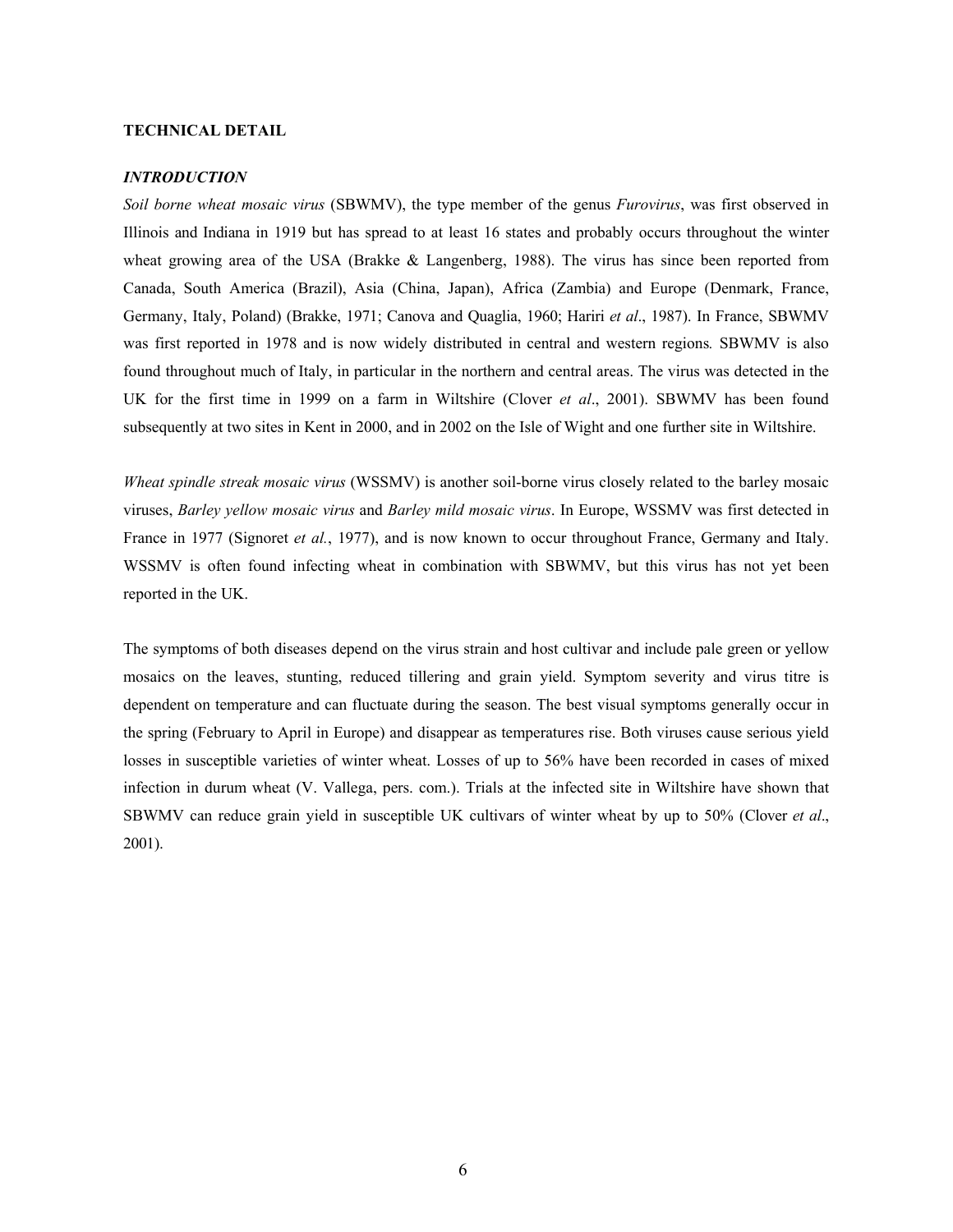## TECHNICAL DETAIL

### *INTRODUCTION*

*Soil borne wheat mosaic virus* (SBWMV), the type member of the genus *Furovirus*, was first observed in Illinois and Indiana in 1919 but has spread to at least 16 states and probably occurs throughout the winter wheat growing area of the USA (Brakke & Langenberg, 1988). The virus has since been reported from Canada, South America (Brazil), Asia (China, Japan), Africa (Zambia) and Europe (Denmark, France, Germany, Italy, Poland) (Brakke, 1971; Canova and Quaglia, 1960; Hariri *et al*., 1987). In France, SBWMV was first reported in 1978 and is now widely distributed in central and western regions. SBWMV is also found throughout much of Italy, in particular in the northern and central areas. The virus was detected in the UK for the first time in 1999 on a farm in Wiltshire (Clover *et al*., 2001). SBWMV has been found subsequently at two sites in Kent in 2000, and in 2002 on the Isle of Wight and one further site in Wiltshire.

*Wheat spindle streak mosaic virus* (WSSMV) is another soil-borne virus closely related to the barley mosaic viruses, *Barley yellow mosaic virus* and *Barley mild mosaic virus*. In Europe, WSSMV was first detected in France in 1977 (Signoret *et al.*, 1977), and is now known to occur throughout France, Germany and Italy. WSSMV is often found infecting wheat in combination with SBWMV, but this virus has not yet been reported in the UK.

The symptoms of both diseases depend on the virus strain and host cultivar and include pale green or yellow mosaics on the leaves, stunting, reduced tillering and grain yield. Symptom severity and virus titre is dependent on temperature and can fluctuate during the season. The best visual symptoms generally occur in the spring (February to April in Europe) and disappear as temperatures rise. Both viruses cause serious yield losses in susceptible varieties of winter wheat. Losses of up to 56% have been recorded in cases of mixed infection in durum wheat (V. Vallega, pers. com.). Trials at the infected site in Wiltshire have shown that SBWMV can reduce grain yield in susceptible UK cultivars of winter wheat by up to 50% (Clover *et al*., 2001).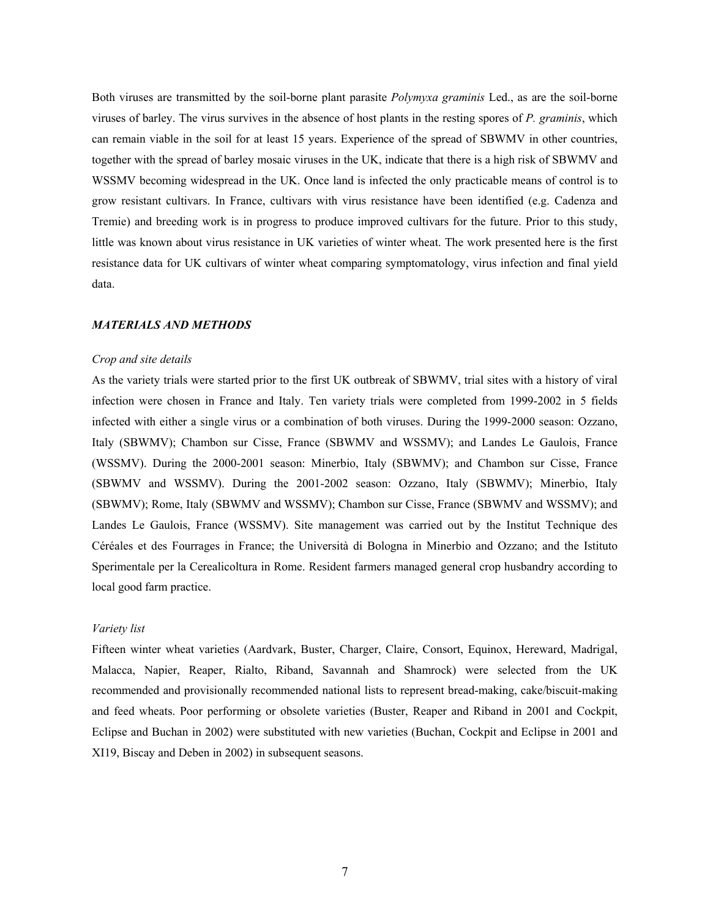Both viruses are transmitted by the soil-borne plant parasite *Polymyxa graminis* Led., as are the soil-borne viruses of barley. The virus survives in the absence of host plants in the resting spores of *P. graminis*, which can remain viable in the soil for at least 15 years. Experience of the spread of SBWMV in other countries, together with the spread of barley mosaic viruses in the UK, indicate that there is a high risk of SBWMV and WSSMV becoming widespread in the UK. Once land is infected the only practicable means of control is to grow resistant cultivars. In France, cultivars with virus resistance have been identified (e.g. Cadenza and Tremie) and breeding work is in progress to produce improved cultivars for the future. Prior to this study, little was known about virus resistance in UK varieties of winter wheat. The work presented here is the first resistance data for UK cultivars of winter wheat comparing symptomatology, virus infection and final yield data.

## *MATERIALS AND METHODS*

### *Crop and site details*

As the variety trials were started prior to the first UK outbreak of SBWMV, trial sites with a history of viral infection were chosen in France and Italy. Ten variety trials were completed from 1999-2002 in 5 fields infected with either a single virus or a combination of both viruses. During the 1999-2000 season: Ozzano, Italy (SBWMV); Chambon sur Cisse, France (SBWMV and WSSMV); and Landes Le Gaulois, France (WSSMV). During the 2000-2001 season: Minerbio, Italy (SBWMV); and Chambon sur Cisse, France (SBWMV and WSSMV). During the 2001-2002 season: Ozzano, Italy (SBWMV); Minerbio, Italy (SBWMV); Rome, Italy (SBWMV and WSSMV); Chambon sur Cisse, France (SBWMV and WSSMV); and Landes Le Gaulois, France (WSSMV). Site management was carried out by the Institut Technique des Céréales et des Fourrages in France; the Università di Bologna in Minerbio and Ozzano; and the Istituto Sperimentale per la Cerealicoltura in Rome. Resident farmers managed general crop husbandry according to local good farm practice.

### *Variety list*

Fifteen winter wheat varieties (Aardvark, Buster, Charger, Claire, Consort, Equinox, Hereward, Madrigal, Malacca, Napier, Reaper, Rialto, Riband, Savannah and Shamrock) were selected from the UK recommended and provisionally recommended national lists to represent bread-making, cake/biscuit-making and feed wheats. Poor performing or obsolete varieties (Buster, Reaper and Riband in 2001 and Cockpit, Eclipse and Buchan in 2002) were substituted with new varieties (Buchan, Cockpit and Eclipse in 2001 and XI19, Biscay and Deben in 2002) in subsequent seasons.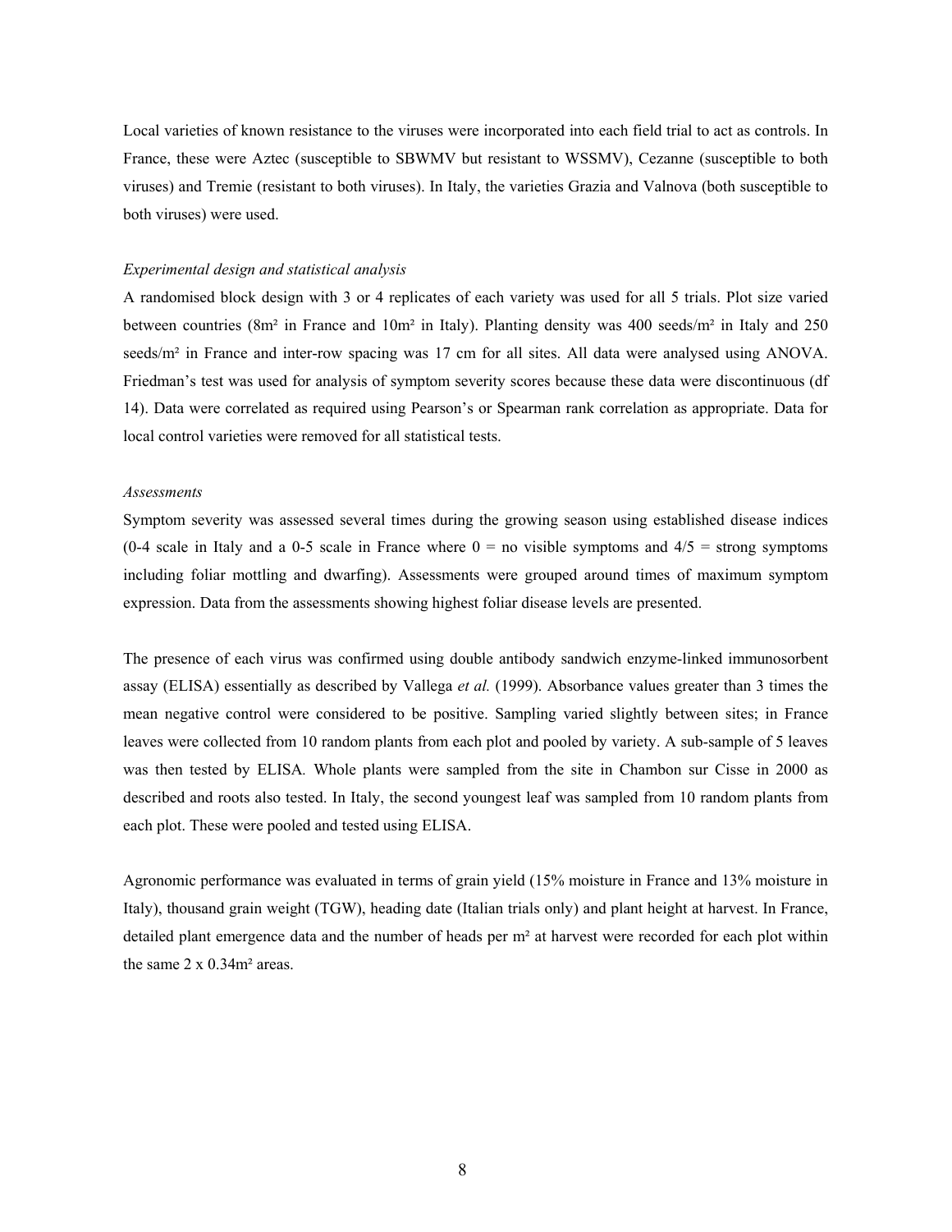Local varieties of known resistance to the viruses were incorporated into each field trial to act as controls. In France, these were Aztec (susceptible to SBWMV but resistant to WSSMV), Cezanne (susceptible to both viruses) and Tremie (resistant to both viruses). In Italy, the varieties Grazia and Valnova (both susceptible to both viruses) were used.

*Experimental design and statistical analysis*

A randomised block design with 3 or 4 replicates of each variety was used for all 5 trials. Plot size varied between countries (8m² in France and 10m² in Italy). Planting density was 400 seeds/m² in Italy and 250 seeds/m² in France and inter-row spacing was 17 cm for all sites. All data were analysed using ANOVA. Friedman's test was used for analysis of symptom severity scores because these data were discontinuous (df 14). Data were correlated as required using Pearson's or Spearman rank correlation as appropriate. Data for local control varieties were removed for all statistical tests.

*Assessments*

Symptom severity was assessed several times during the growing season using established disease indices (0-4 scale in Italy and a 0-5 scale in France where 0 = no visible symptoms and 4/5 = strong symptoms including foliar mottling and dwarfing). Assessments were grouped around times of maximum symptom expression. Data from the assessments showing highest foliar disease levels are presented.

The presence of each virus was confirmed using double antibody sandwich enzyme-linked immunosorbent assay (ELISA) essentially as described by Vallega *et al.* (1999). Absorbance values greater than 3 times the mean negative control were considered to be positive. Sampling varied slightly between sites; in France leaves were collected from 10 random plants from each plot and pooled by variety. A sub-sample of 5 leaves was then tested by ELISA. Whole plants were sampled from the site in Chambon sur Cisse in 2000 as described and roots also tested. In Italy, the second youngest leaf was sampled from 10 random plants from each plot. These were pooled and tested using ELISA.

Agronomic performance was evaluated in terms of grain yield (15% moisture in France and 13% moisture in Italy), thousand grain weight (TGW), heading date (Italian trials only) and plant height at harvest. In France, detailed plant emergence data and the number of heads per m² at harvest were recorded for each plot within the same 2 x 0.34m² areas.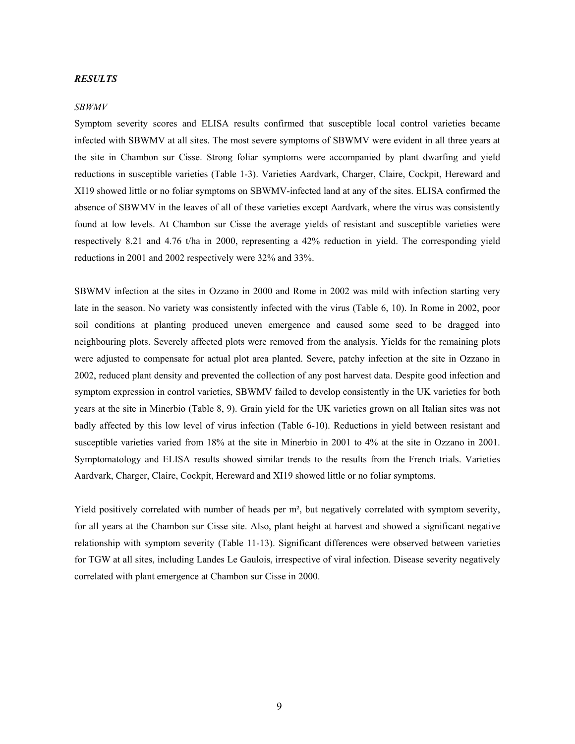***RESULTS***

*SBWMV*

Symptom severity scores and ELISA results confirmed that susceptible local control varieties became infected with SBWMV at all sites. The most severe symptoms of SBWMV were evident in all three years at the site in Chambon sur Cisse. Strong foliar symptoms were accompanied by plant dwarfing and yield reductions in susceptible varieties (Table 1-3). Varieties Aardvark, Charger, Claire, Cockpit, Hereward and XI19 showed little or no foliar symptoms on SBWMV-infected land at any of the sites. ELISA confirmed the absence of SBWMV in the leaves of all of these varieties except Aardvark, where the virus was consistently found at low levels. At Chambon sur Cisse the average yields of resistant and susceptible varieties were respectively 8.21 and 4.76 t/ha in 2000, representing a 42% reduction in yield. The corresponding yield reductions in 2001 and 2002 respectively were 32% and 33%.

SBWMV infection at the sites in Ozzano in 2000 and Rome in 2002 was mild with infection starting very late in the season. No variety was consistently infected with the virus (Table 6, 10). In Rome in 2002, poor soil conditions at planting produced uneven emergence and caused some seed to be dragged into neighbouring plots. Severely affected plots were removed from the analysis. Yields for the remaining plots were adjusted to compensate for actual plot area planted. Severe, patchy infection at the site in Ozzano in 2002, reduced plant density and prevented the collection of any post harvest data. Despite good infection and symptom expression in control varieties, SBWMV failed to develop consistently in the UK varieties for both years at the site in Minerbio (Table 8, 9). Grain yield for the UK varieties grown on all Italian sites was not badly affected by this low level of virus infection (Table 6-10). Reductions in yield between resistant and susceptible varieties varied from 18% at the site in Minerbio in 2001 to 4% at the site in Ozzano in 2001. Symptomatology and ELISA results showed similar trends to the results from the French trials. Varieties Aardvark, Charger, Claire, Cockpit, Hereward and XI19 showed little or no foliar symptoms.

Yield positively correlated with number of heads per m², but negatively correlated with symptom severity, for all years at the Chambon sur Cisse site. Also, plant height at harvest and showed a significant negative relationship with symptom severity (Table 11-13). Significant differences were observed between varieties for TGW at all sites, including Landes Le Gaulois, irrespective of viral infection. Disease severity negatively correlated with plant emergence at Chambon sur Cisse in 2000.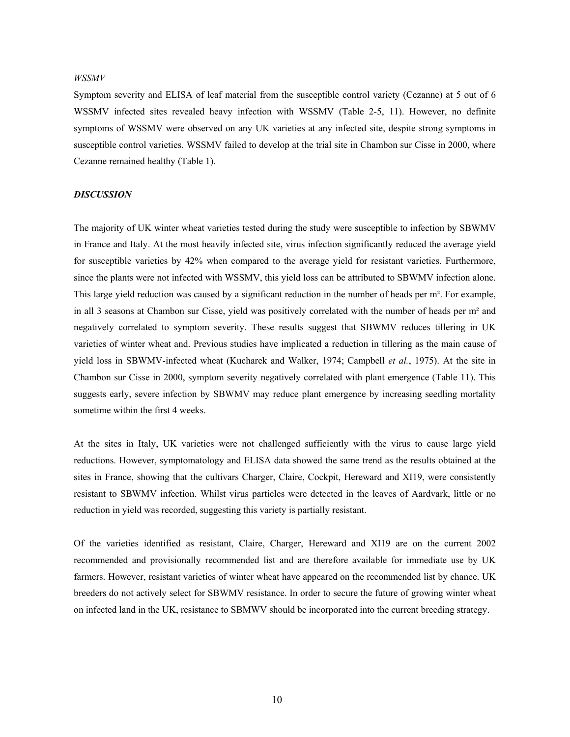*WSSMV*

Symptom severity and ELISA of leaf material from the susceptible control variety (Cezanne) at 5 out of 6 WSSMV infected sites revealed heavy infection with WSSMV (Table 2-5, 11). However, no definite symptoms of WSSMV were observed on any UK varieties at any infected site, despite strong symptoms in susceptible control varieties. WSSMV failed to develop at the trial site in Chambon sur Cisse in 2000, where Cezanne remained healthy (Table 1).

## *DISCUSSION*

The majority of UK winter wheat varieties tested during the study were susceptible to infection by SBWMV in France and Italy. At the most heavily infected site, virus infection significantly reduced the average yield for susceptible varieties by 42% when compared to the average yield for resistant varieties. Furthermore, since the plants were not infected with WSSMV, this yield loss can be attributed to SBWMV infection alone. This large yield reduction was caused by a significant reduction in the number of heads per m². For example, in all 3 seasons at Chambon sur Cisse, yield was positively correlated with the number of heads per m² and negatively correlated to symptom severity. These results suggest that SBWMV reduces tillering in UK varieties of winter wheat and. Previous studies have implicated a reduction in tillering as the main cause of yield loss in SBWMV-infected wheat (Kucharek and Walker, 1974; Campbell *et al.*, 1975). At the site in Chambon sur Cisse in 2000, symptom severity negatively correlated with plant emergence (Table 11). This suggests early, severe infection by SBWMV may reduce plant emergence by increasing seedling mortality sometime within the first 4 weeks.

At the sites in Italy, UK varieties were not challenged sufficiently with the virus to cause large yield reductions. However, symptomatology and ELISA data showed the same trend as the results obtained at the sites in France, showing that the cultivars Charger, Claire, Cockpit, Hereward and XI19, were consistently resistant to SBWMV infection. Whilst virus particles were detected in the leaves of Aardvark, little or no reduction in yield was recorded, suggesting this variety is partially resistant.

Of the varieties identified as resistant, Claire, Charger, Hereward and XI19 are on the current 2002 recommended and provisionally recommended list and are therefore available for immediate use by UK farmers. However, resistant varieties of winter wheat have appeared on the recommended list by chance. UK breeders do not actively select for SBWMV resistance. In order to secure the future of growing winter wheat on infected land in the UK, resistance to SBMWV should be incorporated into the current breeding strategy.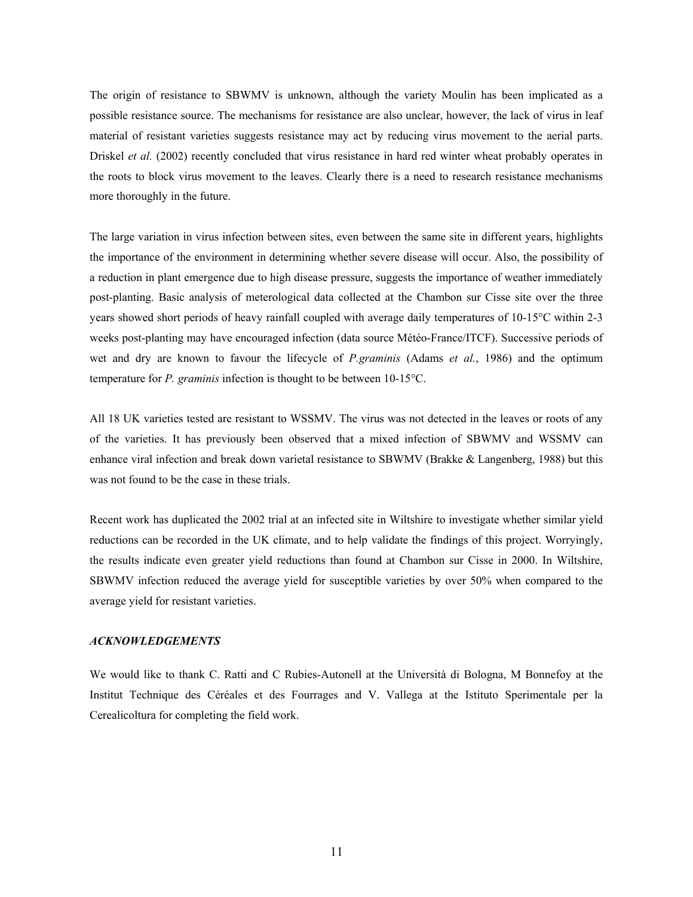The origin of resistance to SBWMV is unknown, although the variety Moulin has been implicated as a possible resistance source. The mechanisms for resistance are also unclear, however, the lack of virus in leaf material of resistant varieties suggests resistance may act by reducing virus movement to the aerial parts. Driskel *et al.* (2002) recently concluded that virus resistance in hard red winter wheat probably operates in the roots to block virus movement to the leaves. Clearly there is a need to research resistance mechanisms more thoroughly in the future.

The large variation in virus infection between sites, even between the same site in different years, highlights the importance of the environment in determining whether severe disease will occur. Also, the possibility of a reduction in plant emergence due to high disease pressure, suggests the importance of weather immediately post-planting. Basic analysis of meterological data collected at the Chambon sur Cisse site over the three years showed short periods of heavy rainfall coupled with average daily temperatures of 10-15°C within 2-3 weeks post-planting may have encouraged infection (data source Météo-France/ITCF). Successive periods of wet and dry are known to favour the lifecycle of *P.graminis* (Adams *et al.*, 1986) and the optimum temperature for *P. graminis* infection is thought to be between 10-15°C.

All 18 UK varieties tested are resistant to WSSMV. The virus was not detected in the leaves or roots of any of the varieties. It has previously been observed that a mixed infection of SBWMV and WSSMV can enhance viral infection and break down varietal resistance to SBWMV (Brakke & Langenberg, 1988) but this was not found to be the case in these trials.

Recent work has duplicated the 2002 trial at an infected site in Wiltshire to investigate whether similar yield reductions can be recorded in the UK climate, and to help validate the findings of this project. Worryingly, the results indicate even greater yield reductions than found at Chambon sur Cisse in 2000. In Wiltshire, SBWMV infection reduced the average yield for susceptible varieties by over 50% when compared to the average yield for resistant varieties.

### *ACKNOWLEDGEMENTS*

We would like to thank C. Ratti and C Rubies-Autonell at the Università di Bologna, M Bonnefoy at the Institut Technique des Céréales et des Fourrages and V. Vallega at the Istituto Sperimentale per la Cerealicoltura for completing the field work.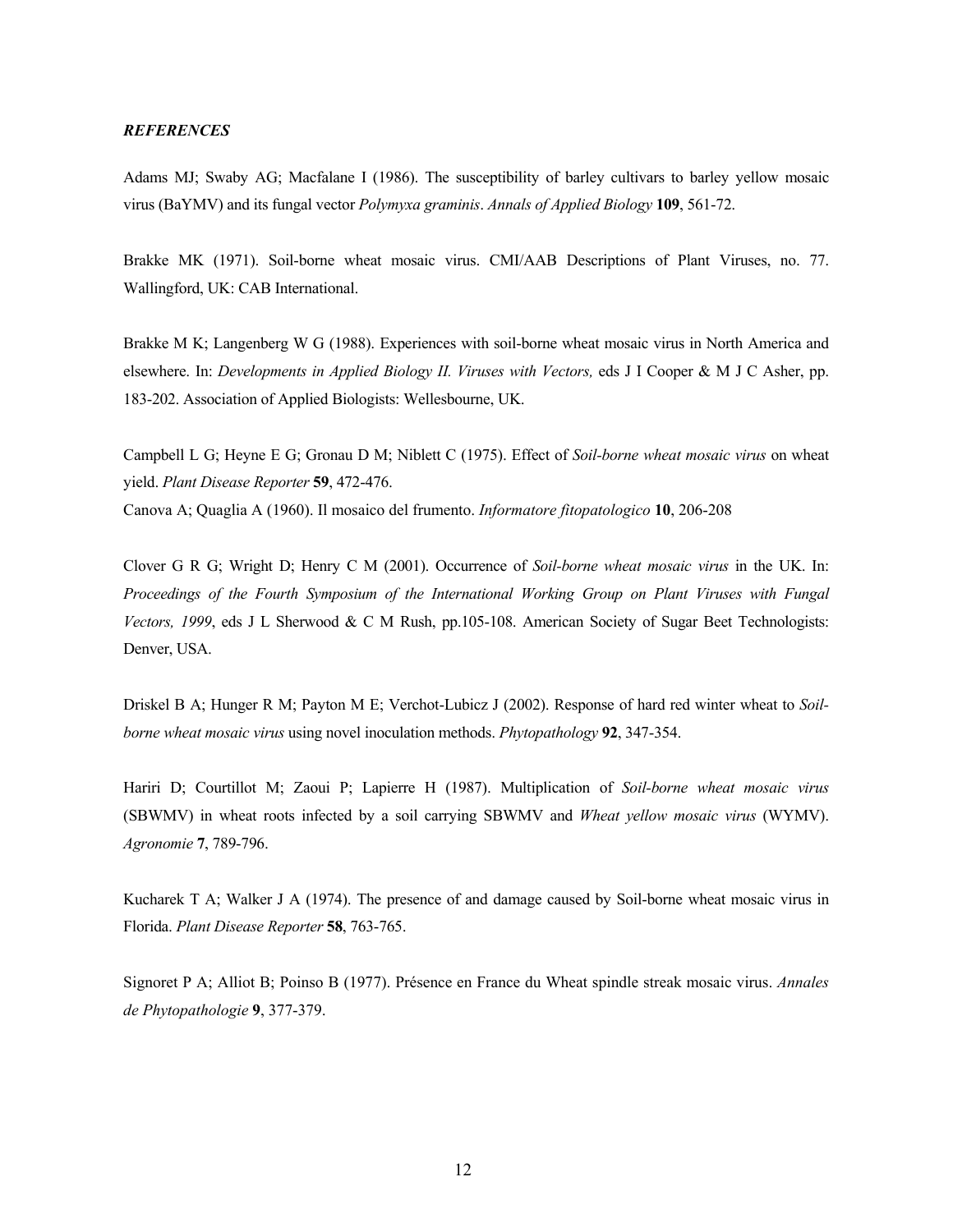### *REFERENCES*

Adams MJ; Swaby AG; Macfalane I (1986). The susceptibility of barley cultivars to barley yellow mosaic virus (BaYMV) and its fungal vector *Polymyxa graminis*. *Annals of Applied Biology* **109**, 561-72.

Brakke MK (1971). Soil-borne wheat mosaic virus. CMI/AAB Descriptions of Plant Viruses, no. 77. Wallingford, UK: CAB International.

Brakke M K; Langenberg W G (1988). Experiences with soil-borne wheat mosaic virus in North America and elsewhere. In: *Developments in Applied Biology II. Viruses with Vectors,* eds J I Cooper & M J C Asher, pp. 183-202. Association of Applied Biologists: Wellesbourne, UK.

Campbell L G; Heyne E G; Gronau D M; Niblett C (1975). Effect of *Soil-borne wheat mosaic virus* on wheat yield. *Plant Disease Reporter* **59**, 472-476.

Canova A; Quaglia A (1960). Il mosaico del frumento. *Informatore fitopatologico* **10**, 206-208

Clover G R G; Wright D; Henry C M (2001). Occurrence of *Soil-borne wheat mosaic virus* in the UK. In: *Proceedings of the Fourth Symposium of the International Working Group on Plant Viruses with Fungal Vectors, 1999*, eds J L Sherwood & C M Rush, pp.105-108. American Society of Sugar Beet Technologists: Denver, USA.

Driskel B A; Hunger R M; Payton M E; Verchot-Lubicz J (2002). Response of hard red winter wheat to *Soil-borne wheat mosaic virus* using novel inoculation methods. *Phytopathology* **92**, 347-354.

Hariri D; Courtillot M; Zaoui P; Lapierre H (1987). Multiplication of *Soil-borne wheat mosaic virus* (SBWMV) in wheat roots infected by a soil carrying SBWMV and *Wheat yellow mosaic virus* (WYMV). *Agronomie* **7**, 789-796.

Kucharek T A; Walker J A (1974). The presence of and damage caused by Soil-borne wheat mosaic virus in Florida. *Plant Disease Reporter* **58**, 763-765.

Signoret P A; Alliot B; Poinso B (1977). Présence en France du Wheat spindle streak mosaic virus. *Annales de Phytopathologie* **9**, 377-379.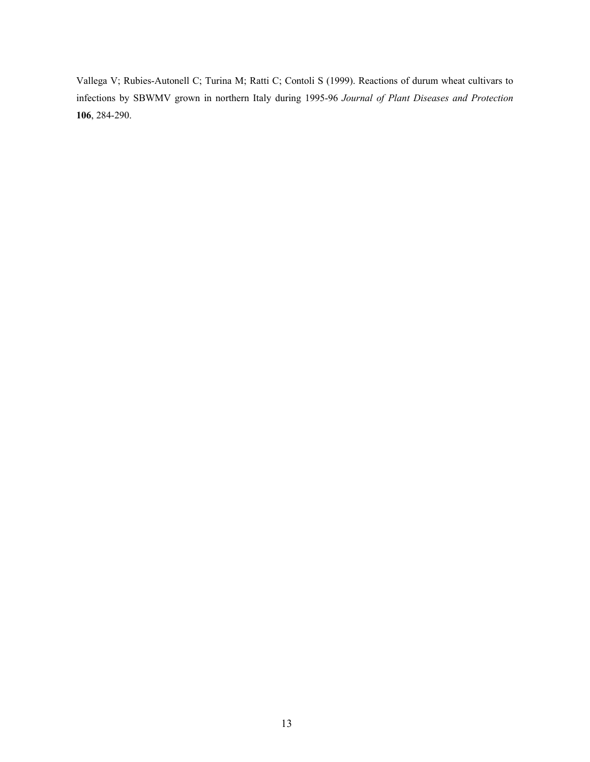Vallega V; Rubies-Autonell C; Turina M; Ratti C; Contoli S (1999). Reactions of durum wheat cultivars to infections by SBWMV grown in northern Italy during 1995-96 *Journal of Plant Diseases and Protection* **106**, 284-290.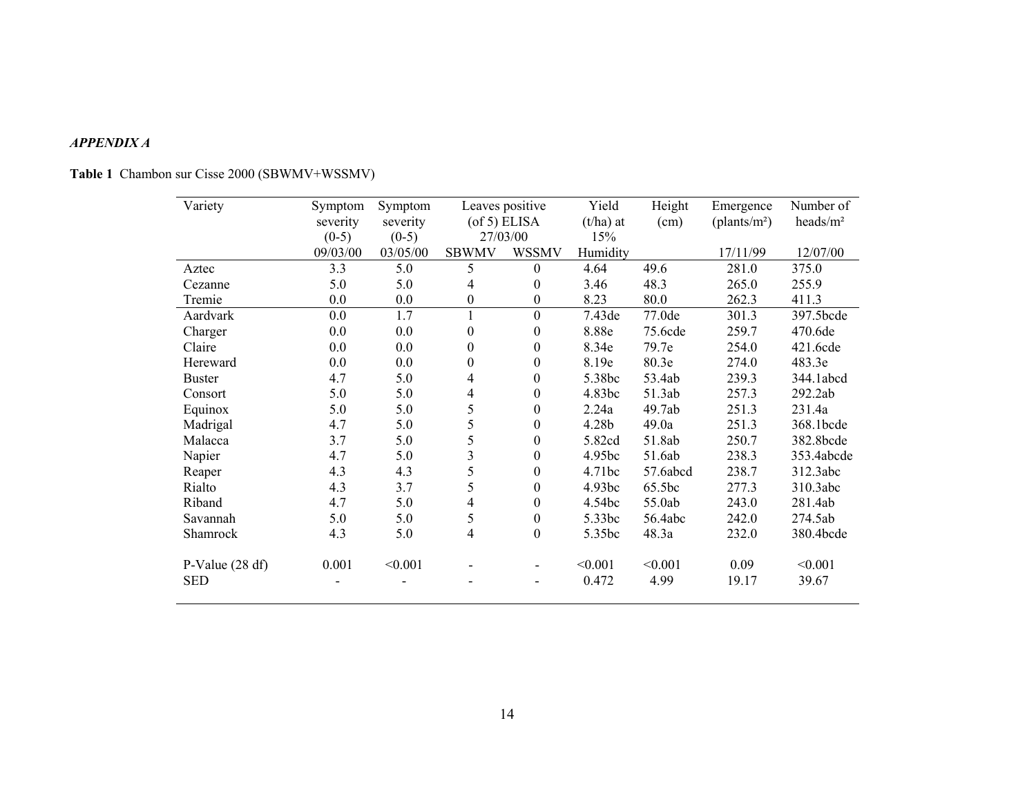***APPENDIX A***

**Table 1** Chambon sur Cisse 2000 (SBWMV+WSSMV)

| Variety | Symptom severity (0-5) | Symptom severity (0-5) | Leaves positive (of 5) ELISA 27/03/00 | | Yield (t/ha) at 15% | Height (cm) | Emergence (plants/m²) | Number of heads/m² |
|---|---|---|---|---|---|---|---|---|
| | 09/03/00 | 03/05/00 | SBWMV | WSSMV | Humidity | | 17/11/99 | 12/07/00 |
| Aztec | 3.3 | 5.0 | 5 | 0 | 4.64 | 49.6 | 281.0 | 375.0 |
| Cezanne | 5.0 | 5.0 | 4 | 0 | 3.46 | 48.3 | 265.0 | 255.9 |
| Tremie | 0.0 | 0.0 | 0 | 0 | 8.23 | 80.0 | 262.3 | 411.3 |
| Aardvark | 0.0 | 1.7 | 1 | 0 | 7.43de | 77.0de | 301.3 | 397.5bcde |
| Charger | 0.0 | 0.0 | 0 | 0 | 8.88e | 75.6cde | 259.7 | 470.6de |
| Claire | 0.0 | 0.0 | 0 | 0 | 8.34e | 79.7e | 254.0 | 421.6cde |
| Hereward | 0.0 | 0.0 | 0 | 0 | 8.19e | 80.3e | 274.0 | 483.3e |
| Buster | 4.7 | 5.0 | 4 | 0 | 5.38bc | 53.4ab | 239.3 | 344.1abcd |
| Consort | 5.0 | 5.0 | 4 | 0 | 4.83bc | 51.3ab | 257.3 | 292.2ab |
| Equinox | 5.0 | 5.0 | 5 | 0 | 2.24a | 49.7ab | 251.3 | 231.4a |
| Madrigal | 4.7 | 5.0 | 5 | 0 | 4.28b | 49.0a | 251.3 | 368.1bcde |
| Malacca | 3.7 | 5.0 | 5 | 0 | 5.82cd | 51.8ab | 250.7 | 382.8bcde |
| Napier | 4.7 | 5.0 | 3 | 0 | 4.95bc | 51.6ab | 238.3 | 353.4abcde |
| Reaper | 4.3 | 4.3 | 5 | 0 | 4.71bc | 57.6abcd | 238.7 | 312.3abc |
| Rialto | 4.3 | 3.7 | 5 | 0 | 4.93bc | 65.5bc | 277.3 | 310.3abc |
| Riband | 4.7 | 5.0 | 4 | 0 | 4.54bc | 55.0ab | 243.0 | 281.4ab |
| Savannah | 5.0 | 5.0 | 5 | 0 | 5.33bc | 56.4abc | 242.0 | 274.5ab |
| Shamrock | 4.3 | 5.0 | 4 | 0 | 5.35bc | 48.3a | 232.0 | 380.4bcde |
| P-Value (28 df) | 0.001 | <0.001 | - | - | <0.001 | <0.001 | 0.09 | <0.001 |
| SED | - | - | - | - | 0.472 | 4.99 | 19.17 | 39.67 |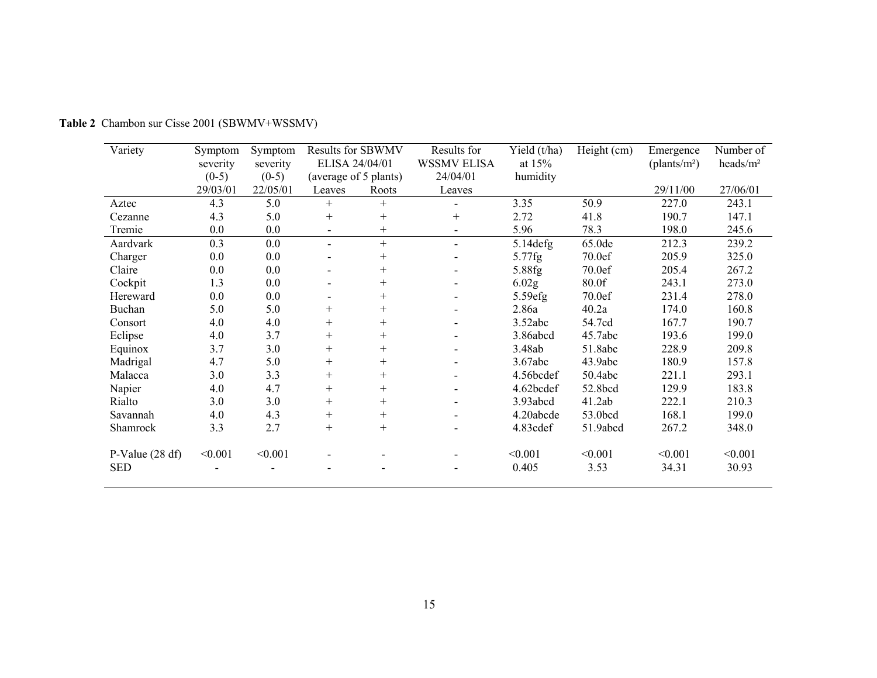**Table 2** Chambon sur Cisse 2001 (SBWMV+WSSMV)

| Variety | Symptom severity (0-5) 29/03/01 | Symptom severity (0-5) 22/05/01 | Results for SBWMV ELISA 24/04/01 (average of 5 plants) | | Results for WSSMV ELISA 24/04/01 | Yield (t/ha) at 15% humidity | Height (cm) | Emergence (plants/m²) 29/11/00 | Number of heads/m² 27/06/01 |
|---|---|---|---|---|---|---|---|---|---|
| | | | Leaves | Roots | Leaves | | | | |
| Aztec | 4.3 | 5.0 | + | + | - | 3.35 | 50.9 | 227.0 | 243.1 |
| Cezanne | 4.3 | 5.0 | + | + | + | 2.72 | 41.8 | 190.7 | 147.1 |
| Tremie | 0.0 | 0.0 | - | + | - | 5.96 | 78.3 | 198.0 | 245.6 |
| Aardvark | 0.3 | 0.0 | - | + | - | 5.14defg | 65.0de | 212.3 | 239.2 |
| Charger | 0.0 | 0.0 | - | + | - | 5.77fg | 70.0ef | 205.9 | 325.0 |
| Claire | 0.0 | 0.0 | - | + | - | 5.88fg | 70.0ef | 205.4 | 267.2 |
| Cockpit | 1.3 | 0.0 | - | + | - | 6.02g | 80.0f | 243.1 | 273.0 |
| Hereward | 0.0 | 0.0 | - | + | - | 5.59efg | 70.0ef | 231.4 | 278.0 |
| Buchan | 5.0 | 5.0 | + | + | - | 2.86a | 40.2a | 174.0 | 160.8 |
| Consort | 4.0 | 4.0 | + | + | - | 3.52abc | 54.7cd | 167.7 | 190.7 |
| Eclipse | 4.0 | 3.7 | + | + | - | 3.86abcd | 45.7abc | 193.6 | 199.0 |
| Equinox | 3.7 | 3.0 | + | + | - | 3.48ab | 51.8abc | 228.9 | 209.8 |
| Madrigal | 4.7 | 5.0 | + | + | - | 3.67abc | 43.9abc | 180.9 | 157.8 |
| Malacca | 3.0 | 3.3 | + | + | - | 4.56bcdef | 50.4abc | 221.1 | 293.1 |
| Napier | 4.0 | 4.7 | + | + | - | 4.62bcdef | 52.8bcd | 129.9 | 183.8 |
| Rialto | 3.0 | 3.0 | + | + | - | 3.93abcd | 41.2ab | 222.1 | 210.3 |
| Savannah | 4.0 | 4.3 | + | + | - | 4.20abcde | 53.0bcd | 168.1 | 199.0 |
| Shamrock | 3.3 | 2.7 | + | + | - | 4.83cdef | 51.9abcd | 267.2 | 348.0 |
| P-Value (28 df) | <0.001 | <0.001 | - | - | - | <0.001 | <0.001 | <0.001 | <0.001 |
| SED | - | - | - | - | - | 0.405 | 3.53 | 34.31 | 30.93 |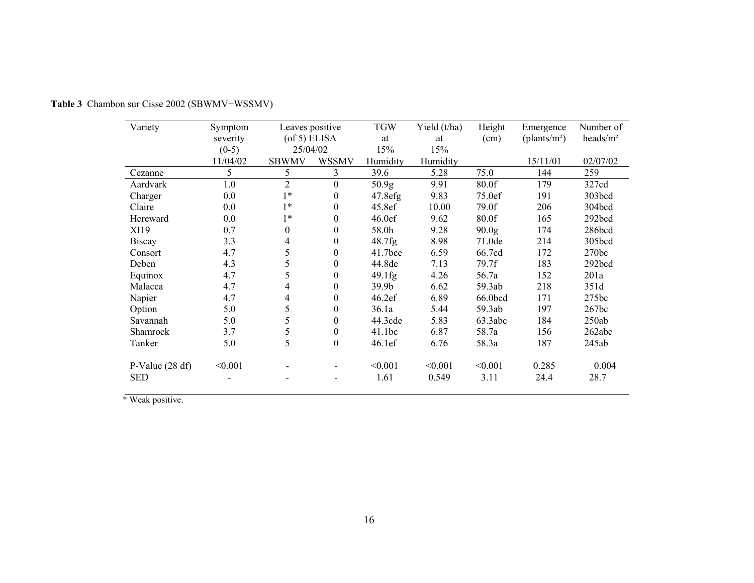**Table 3** Chambon sur Cisse 2002 (SBWMV+WSSMV)

| Variety | Symptom severity (0-5) 11/04/02 | Leaves positive (of 5) ELISA 25/04/02 | | TGW at 15% Humidity | Yield (t/ha) at 15% Humidity | Height (cm) | Emergence (plants/m²) 15/11/01 | Number of heads/m² 02/07/02 |
|---|---|---|---|---|---|---|---|---|
| | | SBWMV | WSSMV | | | | | |
| Cezanne | 5 | 5 | 3 | 39.6 | 5.28 | 75.0 | 144 | 259 |
| Aardvark | 1.0 | 2 | 0 | 50.9g | 9.91 | 80.0f | 179 | 327cd |
| Charger | 0.0 | 1* | 0 | 47.8efg | 9.83 | 75.0ef | 191 | 303bcd |
| Claire | 0.0 | 1* | 0 | 45.8ef | 10.00 | 79.0f | 206 | 304bcd |
| Hereward | 0.0 | 1* | 0 | 46.0ef | 9.62 | 80.0f | 165 | 292bcd |
| XI19 | 0.7 | 0 | 0 | 58.0h | 9.28 | 90.0g | 174 | 286bcd |
| Biscay | 3.3 | 4 | 0 | 48.7fg | 8.98 | 71.0de | 214 | 305bcd |
| Consort | 4.7 | 5 | 0 | 41.7bce | 6.59 | 66.7cd | 172 | 270bc |
| Deben | 4.3 | 5 | 0 | 44.8de | 7.13 | 79.7f | 183 | 292bcd |
| Equinox | 4.7 | 5 | 0 | 49.1fg | 4.26 | 56.7a | 152 | 201a |
| Malacca | 4.7 | 4 | 0 | 39.9b | 6.62 | 59.3ab | 218 | 351d |
| Napier | 4.7 | 4 | 0 | 46.2ef | 6.89 | 66.0bcd | 171 | 275bc |
| Option | 5.0 | 5 | 0 | 36.1a | 5.44 | 59.3ab | 197 | 267bc |
| Savannah | 5.0 | 5 | 0 | 44.3cde | 5.83 | 63.3abc | 184 | 250ab |
| Shamrock | 3.7 | 5 | 0 | 41.1bc | 6.87 | 58.7a | 156 | 262abc |
| Tanker | 5.0 | 5 | 0 | 46.1ef | 6.76 | 58.3a | 187 | 245ab |
| P-Value (28 df) | <0.001 | - | - | <0.001 | <0.001 | <0.001 | 0.285 | 0.004 |
| SED | - | - | - | 1.61 | 0.549 | 3.11 | 24.4 | 28.7 |

\* Weak positive.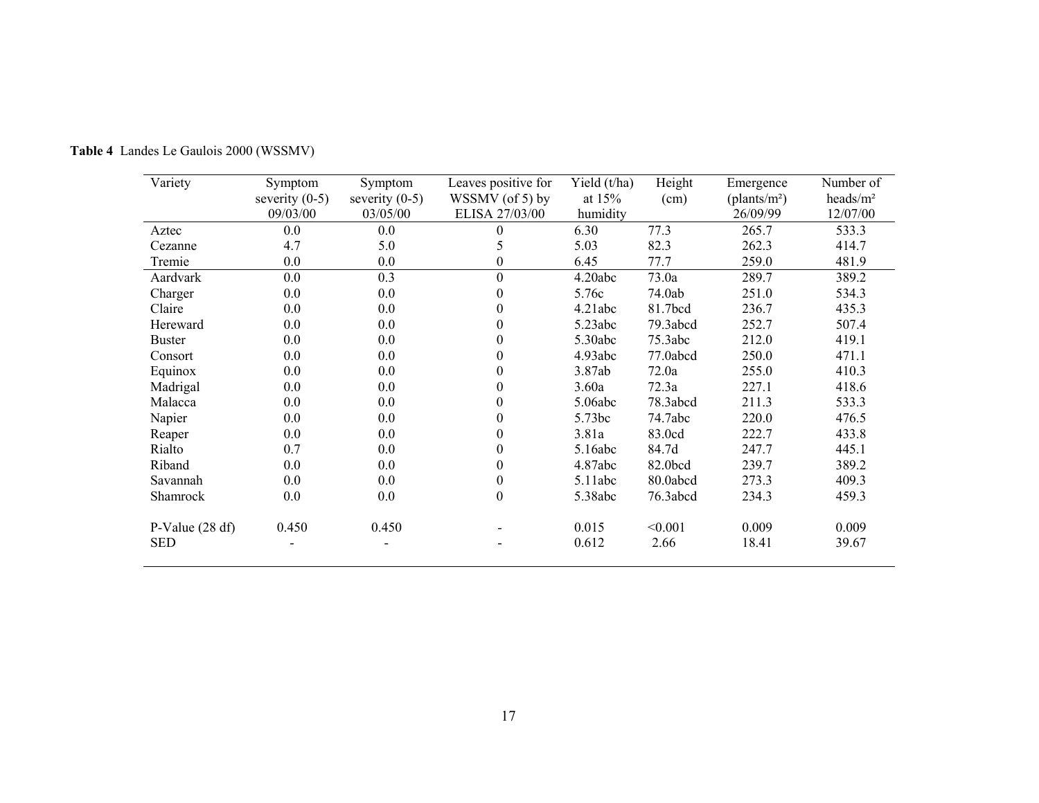**Table 4** Landes Le Gaulois 2000 (WSSMV)

| Variety | Symptom severity (0-5) 09/03/00 | Symptom severity (0-5) 03/05/00 | Leaves positive for WSSMV (of 5) by ELISA 27/03/00 | Yield (t/ha) at 15% humidity | Height (cm) | Emergence (plants/m²) 26/09/99 | Number of heads/m² 12/07/00 |
|---|---|---|---|---|---|---|---|
| Aztec | 0.0 | 0.0 | 0 | 6.30 | 77.3 | 265.7 | 533.3 |
| Cezanne | 4.7 | 5.0 | 5 | 5.03 | 82.3 | 262.3 | 414.7 |
| Tremie | 0.0 | 0.0 | 0 | 6.45 | 77.7 | 259.0 | 481.9 |
| Aardvark | 0.0 | 0.3 | 0 | 4.20abc | 73.0a | 289.7 | 389.2 |
| Charger | 0.0 | 0.0 | 0 | 5.76c | 74.0ab | 251.0 | 534.3 |
| Claire | 0.0 | 0.0 | 0 | 4.21abc | 81.7bcd | 236.7 | 435.3 |
| Hereward | 0.0 | 0.0 | 0 | 5.23abc | 79.3abcd | 252.7 | 507.4 |
| Buster | 0.0 | 0.0 | 0 | 5.30abc | 75.3abc | 212.0 | 419.1 |
| Consort | 0.0 | 0.0 | 0 | 4.93abc | 77.0abcd | 250.0 | 471.1 |
| Equinox | 0.0 | 0.0 | 0 | 3.87ab | 72.0a | 255.0 | 410.3 |
| Madrigal | 0.0 | 0.0 | 0 | 3.60a | 72.3a | 227.1 | 418.6 |
| Malacca | 0.0 | 0.0 | 0 | 5.06abc | 78.3abcd | 211.3 | 533.3 |
| Napier | 0.0 | 0.0 | 0 | 5.73bc | 74.7abc | 220.0 | 476.5 |
| Reaper | 0.0 | 0.0 | 0 | 3.81a | 83.0cd | 222.7 | 433.8 |
| Rialto | 0.7 | 0.0 | 0 | 5.16abc | 84.7d | 247.7 | 445.1 |
| Riband | 0.0 | 0.0 | 0 | 4.87abc | 82.0bcd | 239.7 | 389.2 |
| Savannah | 0.0 | 0.0 | 0 | 5.11abc | 80.0abcd | 273.3 | 409.3 |
| Shamrock | 0.0 | 0.0 | 0 | 5.38abc | 76.3abcd | 234.3 | 459.3 |
| P-Value (28 df) | 0.450 | 0.450 | - | 0.015 | <0.001 | 0.009 | 0.009 |
| SED | - | - | - | 0.612 | 2.66 | 18.41 | 39.67 |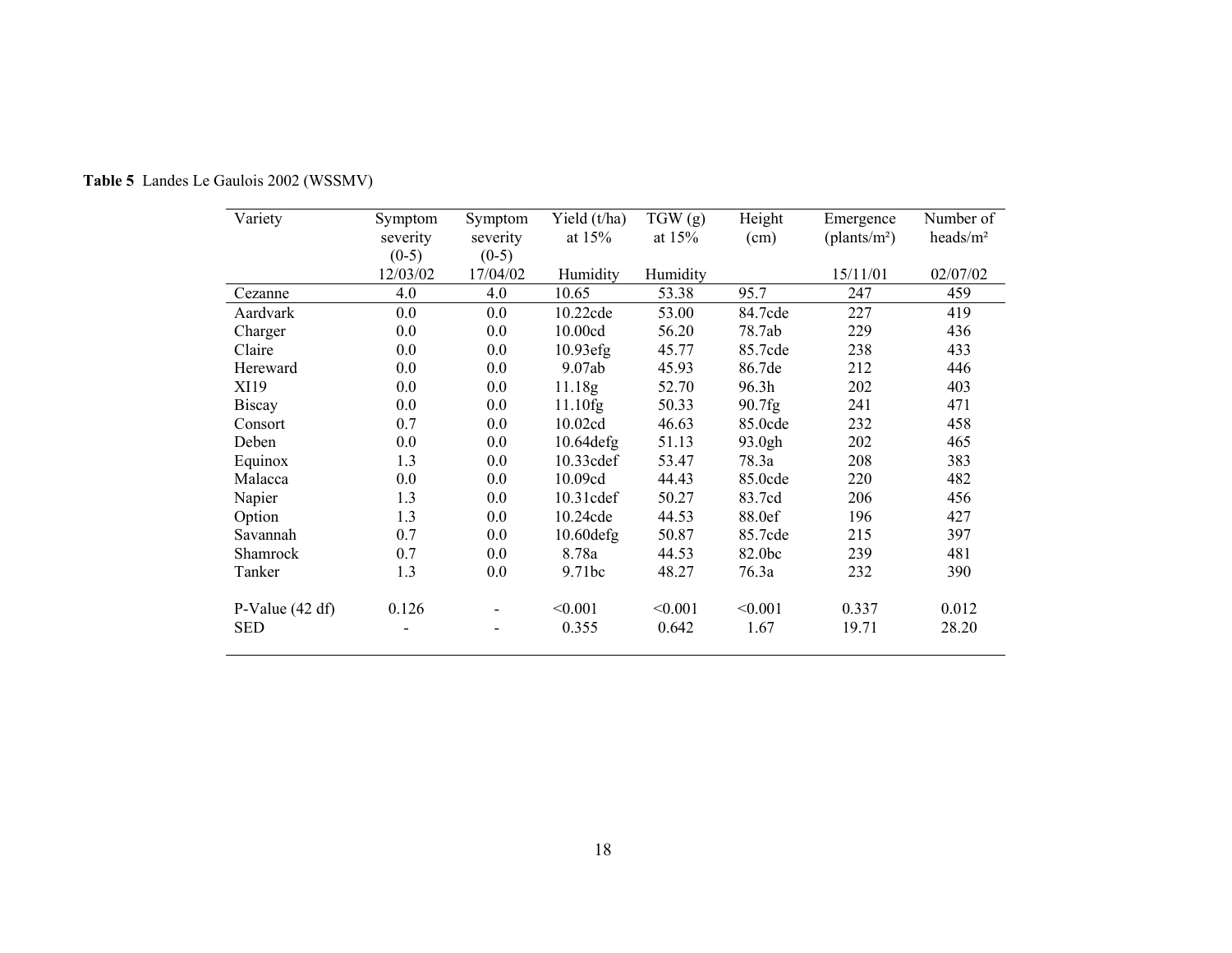**Table 5** Landes Le Gaulois 2002 (WSSMV)

| Variety | Symptom severity (0-5) 12/03/02 | Symptom severity (0-5) 17/04/02 | Yield (t/ha) at 15% Humidity | TGW (g) at 15% Humidity | Height (cm) | Emergence (plants/m²) 15/11/01 | Number of heads/m² 02/07/02 |
|---|---|---|---|---|---|---|---|
| Cezanne | 4.0 | 4.0 | 10.65 | 53.38 | 95.7 | 247 | 459 |
| Aardvark | 0.0 | 0.0 | 10.22cde | 53.00 | 84.7cde | 227 | 419 |
| Charger | 0.0 | 0.0 | 10.00cd | 56.20 | 78.7ab | 229 | 436 |
| Claire | 0.0 | 0.0 | 10.93efg | 45.77 | 85.7cde | 238 | 433 |
| Hereward | 0.0 | 0.0 | 9.07ab | 45.93 | 86.7de | 212 | 446 |
| XI19 | 0.0 | 0.0 | 11.18g | 52.70 | 96.3h | 202 | 403 |
| Biscay | 0.0 | 0.0 | 11.10fg | 50.33 | 90.7fg | 241 | 471 |
| Consort | 0.7 | 0.0 | 10.02cd | 46.63 | 85.0cde | 232 | 458 |
| Deben | 0.0 | 0.0 | 10.64defg | 51.13 | 93.0gh | 202 | 465 |
| Equinox | 1.3 | 0.0 | 10.33cdef | 53.47 | 78.3a | 208 | 383 |
| Malacca | 0.0 | 0.0 | 10.09cd | 44.43 | 85.0cde | 220 | 482 |
| Napier | 1.3 | 0.0 | 10.31cdef | 50.27 | 83.7cd | 206 | 456 |
| Option | 1.3 | 0.0 | 10.24cde | 44.53 | 88.0ef | 196 | 427 |
| Savannah | 0.7 | 0.0 | 10.60defg | 50.87 | 85.7cde | 215 | 397 |
| Shamrock | 0.7 | 0.0 | 8.78a | 44.53 | 82.0bc | 239 | 481 |
| Tanker | 1.3 | 0.0 | 9.71bc | 48.27 | 76.3a | 232 | 390 |
| P-Value (42 df) | 0.126 | - | <0.001 | <0.001 | <0.001 | 0.337 | 0.012 |
| SED | - | - | 0.355 | 0.642 | 1.67 | 19.71 | 28.20 |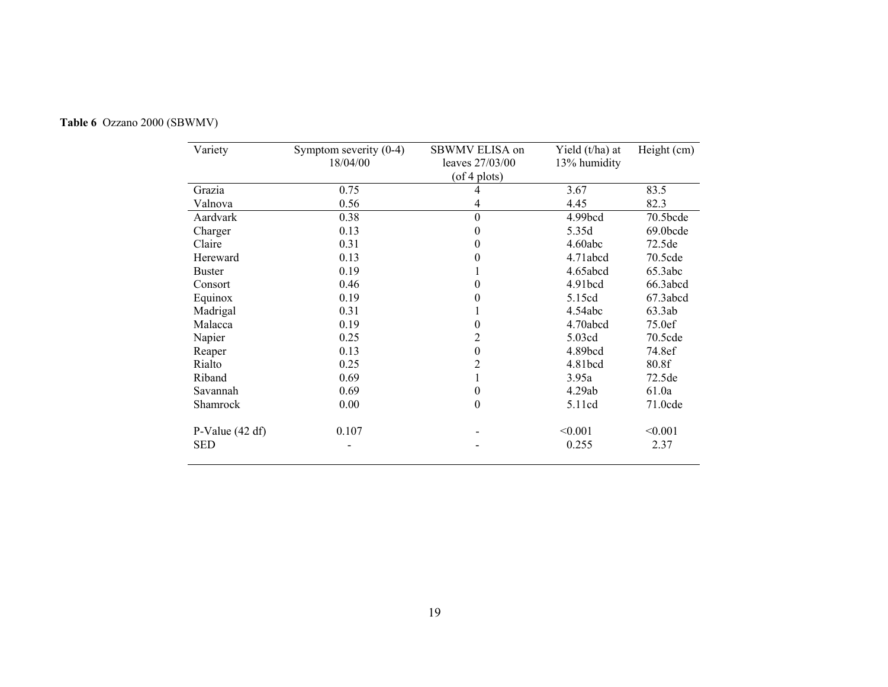**Table 6** Ozzano 2000 (SBWMV)

| Variety | Symptom severity (0-4) 18/04/00 | SBWMV ELISA on leaves 27/03/00 (of 4 plots) | Yield (t/ha) at 13% humidity | Height (cm) |
|---|---|---|---|---|
| Grazia | 0.75 | 4 | 3.67 | 83.5 |
| Valnova | 0.56 | 4 | 4.45 | 82.3 |
| Aardvark | 0.38 | 0 | 4.99bcd | 70.5bcde |
| Charger | 0.13 | 0 | 5.35d | 69.0bcde |
| Claire | 0.31 | 0 | 4.60abc | 72.5de |
| Hereward | 0.13 | 0 | 4.71abcd | 70.5cde |
| Buster | 0.19 | 1 | 4.65abcd | 65.3abc |
| Consort | 0.46 | 0 | 4.91bcd | 66.3abcd |
| Equinox | 0.19 | 0 | 5.15cd | 67.3abcd |
| Madrigal | 0.31 | 1 | 4.54abc | 63.3ab |
| Malacca | 0.19 | 0 | 4.70abcd | 75.0ef |
| Napier | 0.25 | 2 | 5.03cd | 70.5cde |
| Reaper | 0.13 | 0 | 4.89bcd | 74.8ef |
| Rialto | 0.25 | 2 | 4.81bcd | 80.8f |
| Riband | 0.69 | 1 | 3.95a | 72.5de |
| Savannah | 0.69 | 0 | 4.29ab | 61.0a |
| Shamrock | 0.00 | 0 | 5.11cd | 71.0cde |
| P-Value (42 df) | 0.107 | - | <0.001 | <0.001 |
| SED | - | - | 0.255 | 2.37 |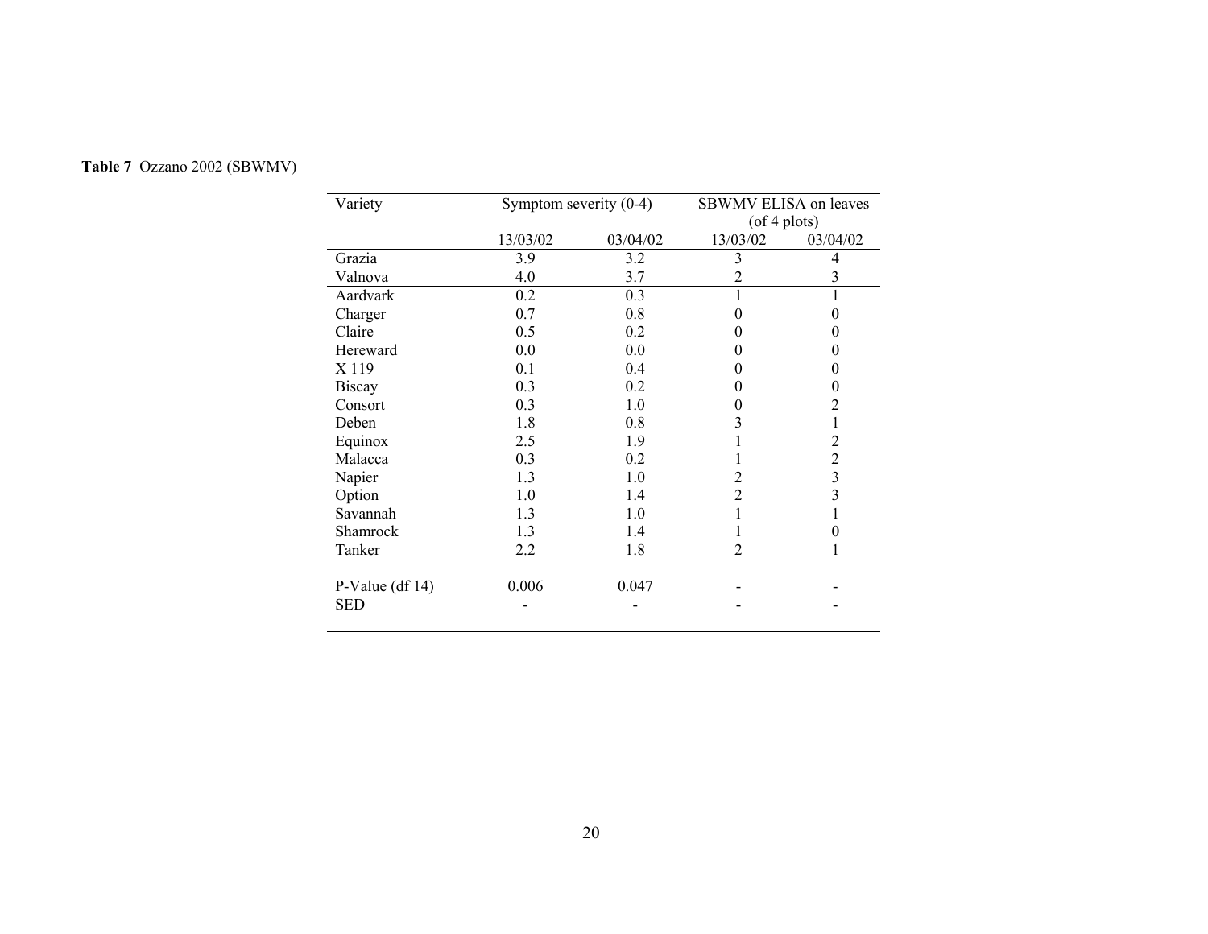**Table 7** Ozzano 2002 (SBWMV)

| Variety | Symptom severity (0-4) | | SBWMV ELISA on leaves (of 4 plots) | |
|---|---|---|---|---|
| | 13/03/02 | 03/04/02 | 13/03/02 | 03/04/02 |
| Grazia | 3.9 | 3.2 | 3 | 4 |
| Valnova | 4.0 | 3.7 | 2 | 3 |
| Aardvark | 0.2 | 0.3 | 1 | 1 |
| Charger | 0.7 | 0.8 | 0 | 0 |
| Claire | 0.5 | 0.2 | 0 | 0 |
| Hereward | 0.0 | 0.0 | 0 | 0 |
| X 119 | 0.1 | 0.4 | 0 | 0 |
| Biscay | 0.3 | 0.2 | 0 | 0 |
| Consort | 0.3 | 1.0 | 0 | 2 |
| Deben | 1.8 | 0.8 | 3 | 1 |
| Equinox | 2.5 | 1.9 | 1 | 2 |
| Malacca | 0.3 | 0.2 | 1 | 2 |
| Napier | 1.3 | 1.0 | 2 | 3 |
| Option | 1.0 | 1.4 | 2 | 3 |
| Savannah | 1.3 | 1.0 | 1 | 1 |
| Shamrock | 1.3 | 1.4 | 1 | 0 |
| Tanker | 2.2 | 1.8 | 2 | 1 |
| P-Value (df 14) | 0.006 | 0.047 | - | - |
| SED | - | - | - | - |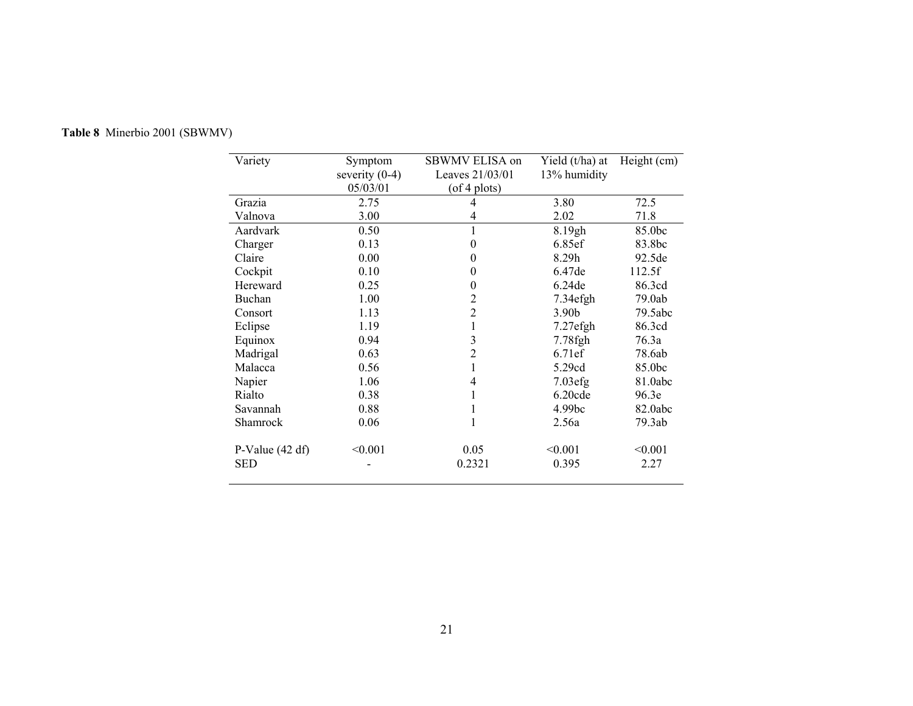**Table 8** Minerbio 2001 (SBWMV)

| Variety | Symptom severity (0-4) 05/03/01 | SBWMV ELISA on Leaves 21/03/01 (of 4 plots) | Yield (t/ha) at 13% humidity | Height (cm) |
|---|---|---|---|---|
| Grazia | 2.75 | 4 | 3.80 | 72.5 |
| Valnova | 3.00 | 4 | 2.02 | 71.8 |
| Aardvark | 0.50 | 1 | 8.19gh | 85.0bc |
| Charger | 0.13 | 0 | 6.85ef | 83.8bc |
| Claire | 0.00 | 0 | 8.29h | 92.5de |
| Cockpit | 0.10 | 0 | 6.47de | 112.5f |
| Hereward | 0.25 | 0 | 6.24de | 86.3cd |
| Buchan | 1.00 | 2 | 7.34efgh | 79.0ab |
| Consort | 1.13 | 2 | 3.90b | 79.5abc |
| Eclipse | 1.19 | 1 | 7.27efgh | 86.3cd |
| Equinox | 0.94 | 3 | 7.78fgh | 76.3a |
| Madrigal | 0.63 | 2 | 6.71ef | 78.6ab |
| Malacca | 0.56 | 1 | 5.29cd | 85.0bc |
| Napier | 1.06 | 4 | 7.03efg | 81.0abc |
| Rialto | 0.38 | 1 | 6.20cde | 96.3e |
| Savannah | 0.88 | 1 | 4.99bc | 82.0abc |
| Shamrock | 0.06 | 1 | 2.56a | 79.3ab |
| P-Value (42 df) | <0.001 | 0.05 | <0.001 | <0.001 |
| SED | - | 0.2321 | 0.395 | 2.27 |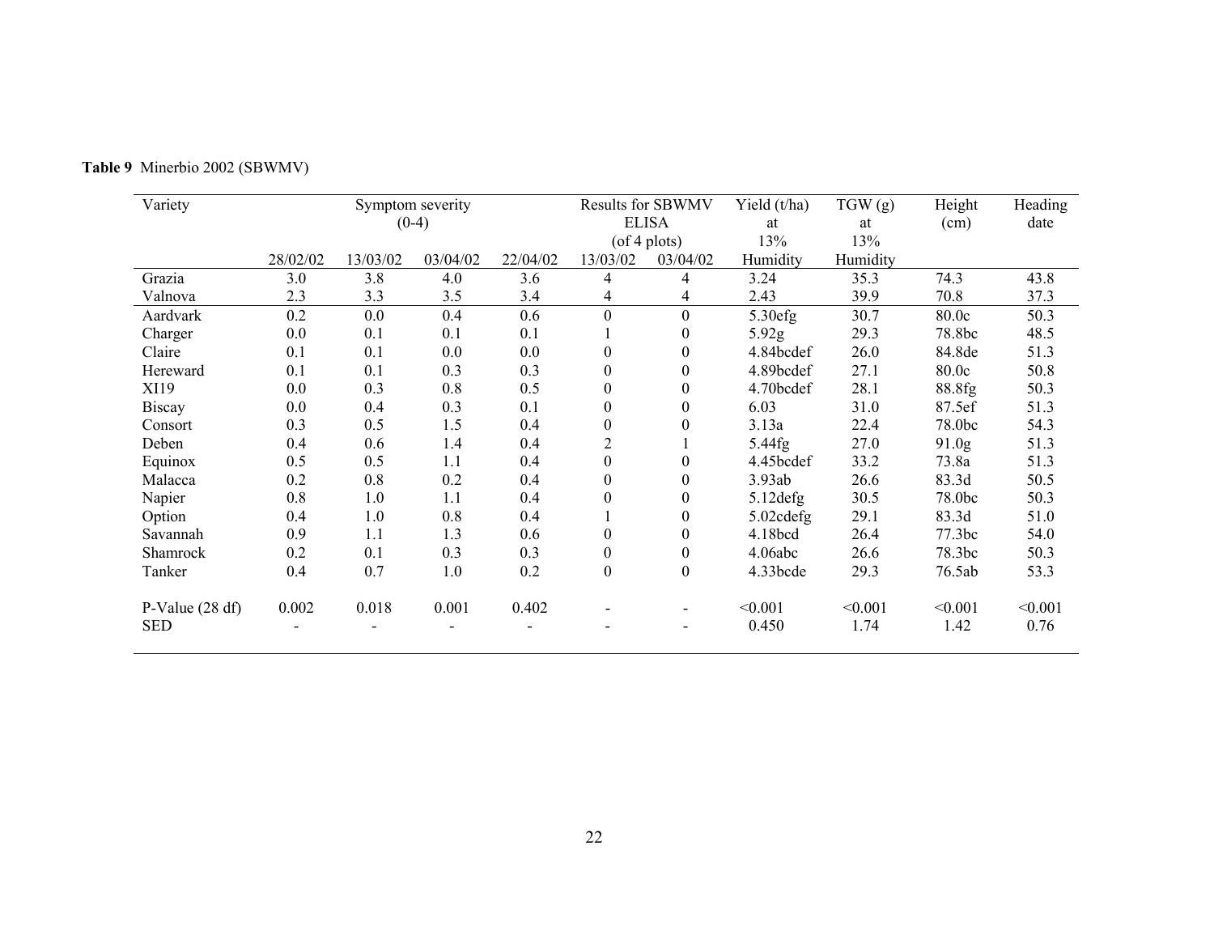**Table 9** Minerbio 2002 (SBWMV)

| Variety | Symptom severity (0-4) | | | | Results for SBWMV ELISA (of 4 plots) | | Yield (t/ha) at 13% Humidity | TGW (g) at 13% Humidity | Height (cm) | Heading date |
|---|---|---|---|---|---|---|---|---|---|---|
| | 28/02/02 | 13/03/02 | 03/04/02 | 22/04/02 | 13/03/02 | 03/04/02 | | | | |
| Grazia | 3.0 | 3.8 | 4.0 | 3.6 | 4 | 4 | 3.24 | 35.3 | 74.3 | 43.8 |
| Valnova | 2.3 | 3.3 | 3.5 | 3.4 | 4 | 4 | 2.43 | 39.9 | 70.8 | 37.3 |
| Aardvark | 0.2 | 0.0 | 0.4 | 0.6 | 0 | 0 | 5.30efg | 30.7 | 80.0c | 50.3 |
| Charger | 0.0 | 0.1 | 0.1 | 0.1 | 1 | 0 | 5.92g | 29.3 | 78.8bc | 48.5 |
| Claire | 0.1 | 0.1 | 0.0 | 0.0 | 0 | 0 | 4.84bcdef | 26.0 | 84.8de | 51.3 |
| Hereward | 0.1 | 0.1 | 0.3 | 0.3 | 0 | 0 | 4.89bcdef | 27.1 | 80.0c | 50.8 |
| XI19 | 0.0 | 0.3 | 0.8 | 0.5 | 0 | 0 | 4.70bcdef | 28.1 | 88.8fg | 50.3 |
| Biscay | 0.0 | 0.4 | 0.3 | 0.1 | 0 | 0 | 6.03 | 31.0 | 87.5ef | 51.3 |
| Consort | 0.3 | 0.5 | 1.5 | 0.4 | 0 | 0 | 3.13a | 22.4 | 78.0bc | 54.3 |
| Deben | 0.4 | 0.6 | 1.4 | 0.4 | 2 | 1 | 5.44fg | 27.0 | 91.0g | 51.3 |
| Equinox | 0.5 | 0.5 | 1.1 | 0.4 | 0 | 0 | 4.45bcdef | 33.2 | 73.8a | 51.3 |
| Malacca | 0.2 | 0.8 | 0.2 | 0.4 | 0 | 0 | 3.93ab | 26.6 | 83.3d | 50.5 |
| Napier | 0.8 | 1.0 | 1.1 | 0.4 | 0 | 0 | 5.12defg | 30.5 | 78.0bc | 50.3 |
| Option | 0.4 | 1.0 | 0.8 | 0.4 | 1 | 0 | 5.02cdefg | 29.1 | 83.3d | 51.0 |
| Savannah | 0.9 | 1.1 | 1.3 | 0.6 | 0 | 0 | 4.18bcd | 26.4 | 77.3bc | 54.0 |
| Shamrock | 0.2 | 0.1 | 0.3 | 0.3 | 0 | 0 | 4.06abc | 26.6 | 78.3bc | 50.3 |
| Tanker | 0.4 | 0.7 | 1.0 | 0.2 | 0 | 0 | 4.33bcde | 29.3 | 76.5ab | 53.3 |
| P-Value (28 df) | 0.002 | 0.018 | 0.001 | 0.402 | - | - | <0.001 | <0.001 | <0.001 | <0.001 |
| SED | - | - | - | - | - | - | 0.450 | 1.74 | 1.42 | 0.76 |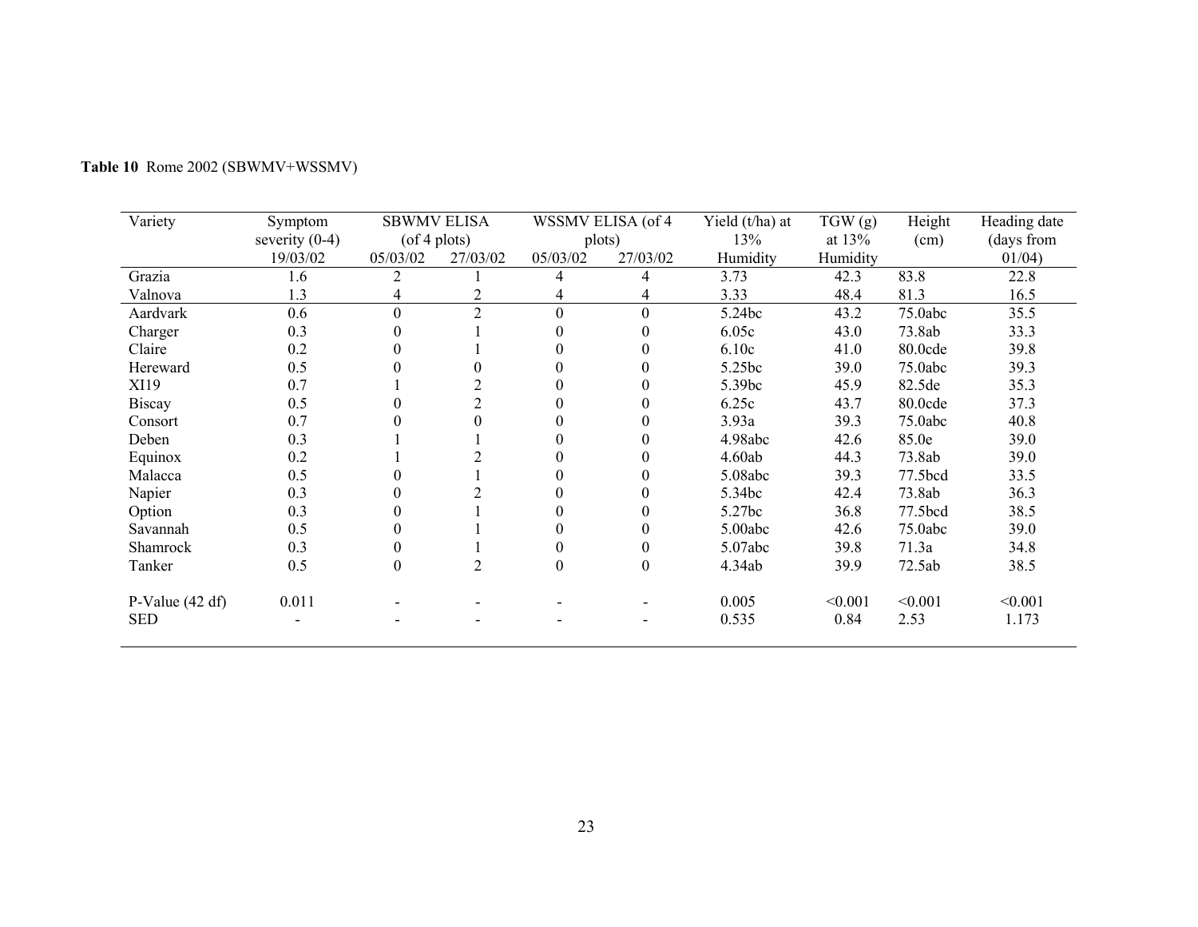**Table 10** Rome 2002 (SBWMV+WSSMV)

| Variety | Symptom severity (0-4) | SBWMV ELISA (of 4 plots) | | WSSMV ELISA (of 4 plots) | | Yield (t/ha) at 13% | TGW (g) at 13% | Height (cm) | Heading date (days from |
|---|---|---|---|---|---|---|---|---|---|
| | 19/03/02 | 05/03/02 | 27/03/02 | 05/03/02 | 27/03/02 | Humidity | Humidity | | 01/04) |
| Grazia | 1.6 | 2 | 1 | 4 | 4 | 3.73 | 42.3 | 83.8 | 22.8 |
| Valnova | 1.3 | 4 | 2 | 4 | 4 | 3.33 | 48.4 | 81.3 | 16.5 |
| Aardvark | 0.6 | 0 | 2 | 0 | 0 | 5.24bc | 43.2 | 75.0abc | 35.5 |
| Charger | 0.3 | 0 | 1 | 0 | 0 | 6.05c | 43.0 | 73.8ab | 33.3 |
| Claire | 0.2 | 0 | 1 | 0 | 0 | 6.10c | 41.0 | 80.0cde | 39.8 |
| Hereward | 0.5 | 0 | 0 | 0 | 0 | 5.25bc | 39.0 | 75.0abc | 39.3 |
| XI19 | 0.7 | 1 | 2 | 0 | 0 | 5.39bc | 45.9 | 82.5de | 35.3 |
| Biscay | 0.5 | 0 | 2 | 0 | 0 | 6.25c | 43.7 | 80.0cde | 37.3 |
| Consort | 0.7 | 0 | 0 | 0 | 0 | 3.93a | 39.3 | 75.0abc | 40.8 |
| Deben | 0.3 | 1 | 1 | 0 | 0 | 4.98abc | 42.6 | 85.0e | 39.0 |
| Equinox | 0.2 | 1 | 2 | 0 | 0 | 4.60ab | 44.3 | 73.8ab | 39.0 |
| Malacca | 0.5 | 0 | 1 | 0 | 0 | 5.08abc | 39.3 | 77.5bcd | 33.5 |
| Napier | 0.3 | 0 | 2 | 0 | 0 | 5.34bc | 42.4 | 73.8ab | 36.3 |
| Option | 0.3 | 0 | 1 | 0 | 0 | 5.27bc | 36.8 | 77.5bcd | 38.5 |
| Savannah | 0.5 | 0 | 1 | 0 | 0 | 5.00abc | 42.6 | 75.0abc | 39.0 |
| Shamrock | 0.3 | 0 | 1 | 0 | 0 | 5.07abc | 39.8 | 71.3a | 34.8 |
| Tanker | 0.5 | 0 | 2 | 0 | 0 | 4.34ab | 39.9 | 72.5ab | 38.5 |
| | | | | | | | | | |
| P-Value (42 df) | 0.011 | - | - | - | - | 0.005 | <0.001 | <0.001 | <0.001 |
| SED | - | - | - | - | - | 0.535 | 0.84 | 2.53 | 1.173 |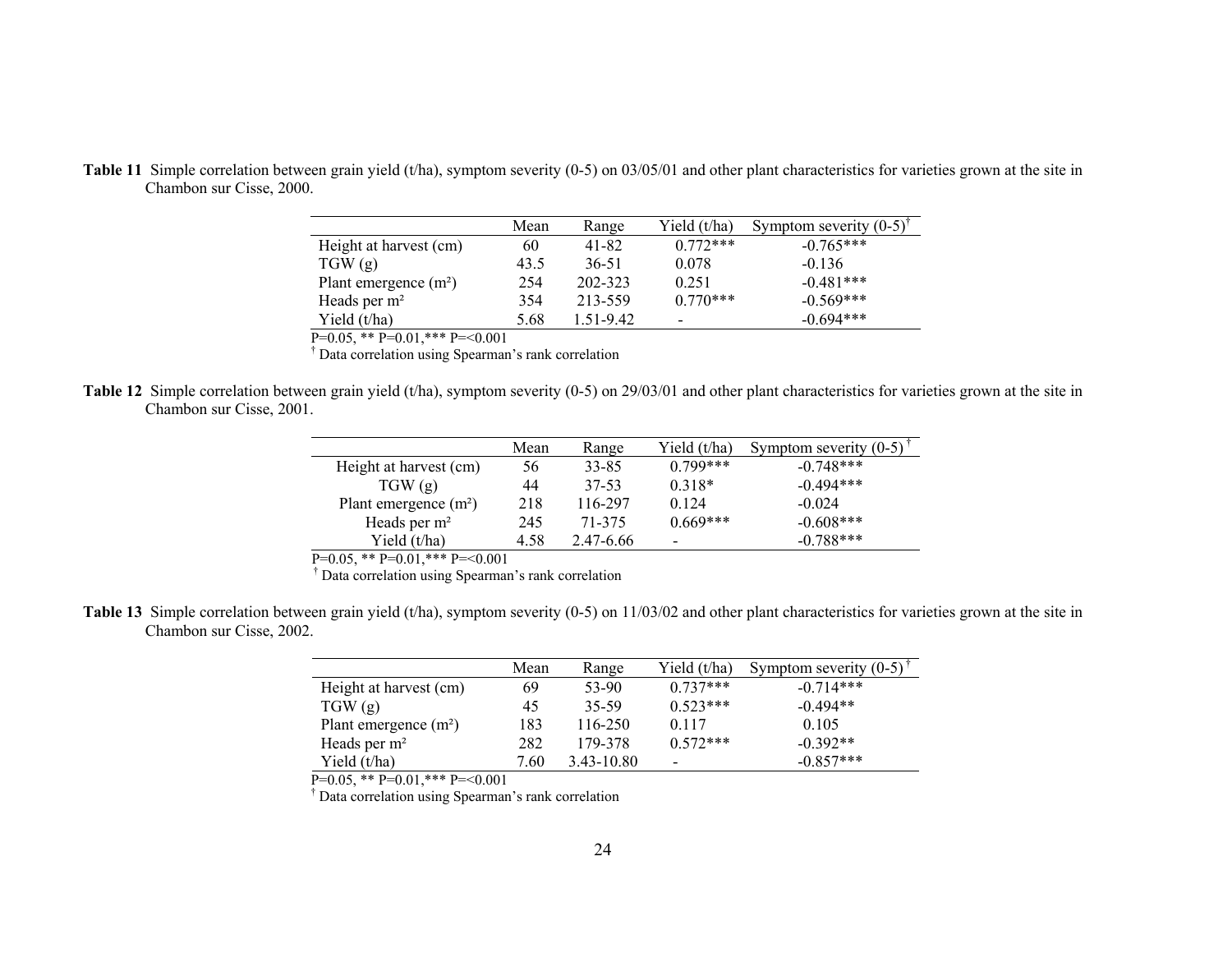**Table 11** Simple correlation between grain yield (t/ha), symptom severity (0-5) on 03/05/01 and other plant characteristics for varieties grown at the site in Chambon sur Cisse, 2000.

| | Mean | Range | Yield (t/ha) | Symptom severity (0-5)† |
|---|---|---|---|---|
| Height at harvest (cm) | 60 | 41-82 | 0.772*** | -0.765*** |
| TGW (g) | 43.5 | 36-51 | 0.078 | -0.136 |
| Plant emergence (m²) | 254 | 202-323 | 0.251 | -0.481*** |
| Heads per m² | 354 | 213-559 | 0.770*** | -0.569*** |
| Yield (t/ha) | 5.68 | 1.51-9.42 | - | -0.694*** |

P=0.05, ** P=0.01,*** P=<0.001

† Data correlation using Spearman's rank correlation

**Table 12** Simple correlation between grain yield (t/ha), symptom severity (0-5) on 29/03/01 and other plant characteristics for varieties grown at the site in Chambon sur Cisse, 2001.

| | Mean | Range | Yield (t/ha) | Symptom severity (0-5)† |
|---|---|---|---|---|
| Height at harvest (cm) | 56 | 33-85 | 0.799*** | -0.748*** |
| TGW (g) | 44 | 37-53 | 0.318* | -0.494*** |
| Plant emergence (m²) | 218 | 116-297 | 0.124 | -0.024 |
| Heads per m² | 245 | 71-375 | 0.669*** | -0.608*** |
| Yield (t/ha) | 4.58 | 2.47-6.66 | - | -0.788*** |

P=0.05, ** P=0.01,*** P=<0.001

† Data correlation using Spearman's rank correlation

**Table 13** Simple correlation between grain yield (t/ha), symptom severity (0-5) on 11/03/02 and other plant characteristics for varieties grown at the site in Chambon sur Cisse, 2002.

| | Mean | Range | Yield (t/ha) | Symptom severity (0-5)† |
|---|---|---|---|---|
| Height at harvest (cm) | 69 | 53-90 | 0.737*** | -0.714*** |
| TGW (g) | 45 | 35-59 | 0.523*** | -0.494** |
| Plant emergence (m²) | 183 | 116-250 | 0.117 | 0.105 |
| Heads per m² | 282 | 179-378 | 0.572*** | -0.392** |
| Yield (t/ha) | 7.60 | 3.43-10.80 | - | -0.857*** |

P=0.05, ** P=0.01,*** P=<0.001

† Data correlation using Spearman's rank correlation